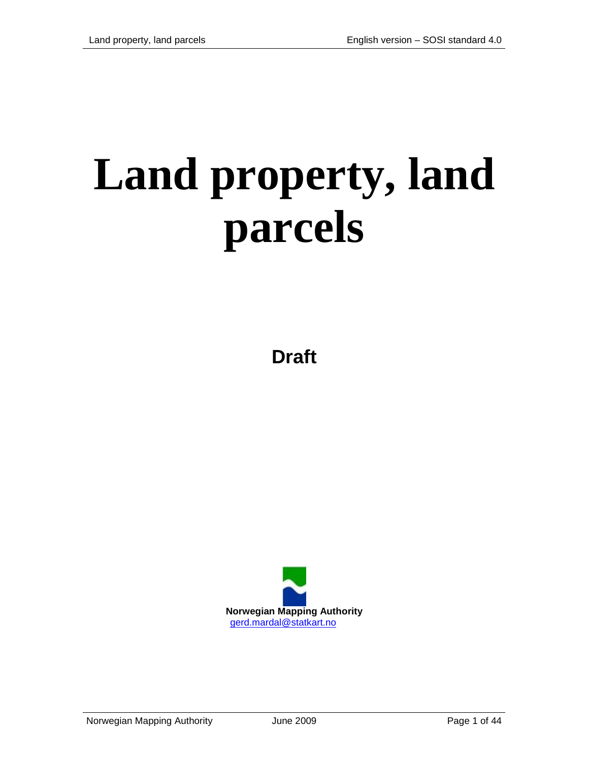# Land property, land parcels

**Draft**

**Norwegian Mapping Authority**
gerd.mardal@statkart.no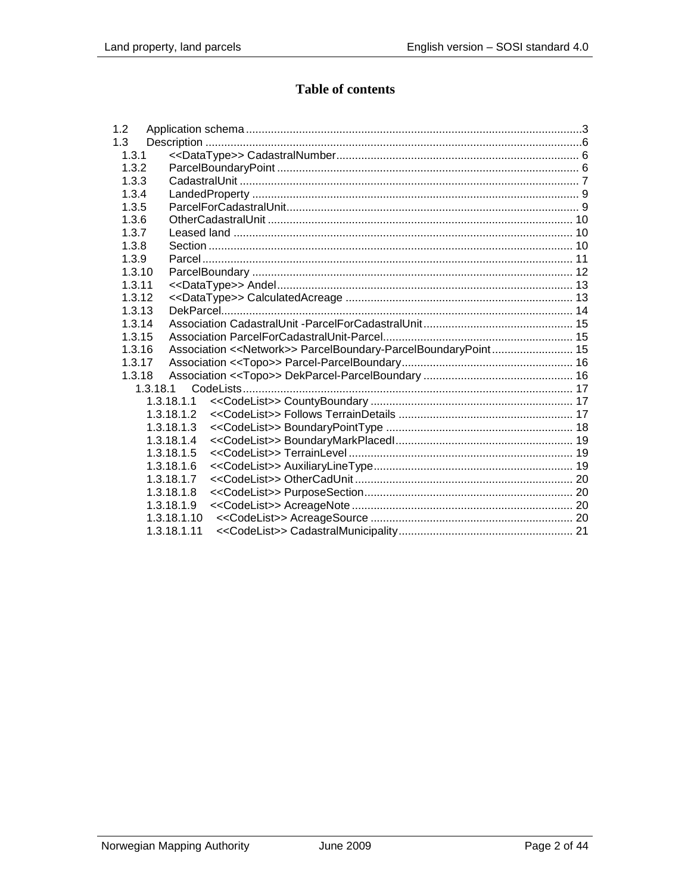# Table of contents

- 1.2 Application schema ....3
- 1.3 Description ....6
  - 1.3.1 <<DataType>> CadastralNumber ....6
  - 1.3.2 ParcelBoundaryPoint ....6
  - 1.3.3 CadastralUnit ....7
  - 1.3.4 LandedProperty ....9
  - 1.3.5 ParcelForCadastralUnit ....9
  - 1.3.6 OtherCadastralUnit ....10
  - 1.3.7 Leased land ....10
  - 1.3.8 Section ....10
  - 1.3.9 Parcel ....11
  - 1.3.10 ParcelBoundary ....12
  - 1.3.11 <<DataType>> Andel ....13
  - 1.3.12 <<DataType>> CalculatedAcreage ....13
  - 1.3.13 DekParcel ....14
  - 1.3.14 Association CadastralUnit -ParcelForCadastralUnit ....15
  - 1.3.15 Association ParcelForCadastralUnit-Parcel ....15
  - 1.3.16 Association <<Network>> ParcelBoundary-ParcelBoundaryPoint ....15
  - 1.3.17 Association <<Topo>> Parcel-ParcelBoundary ....16
  - 1.3.18 Association <<Topo>> DekParcel-ParcelBoundary ....16
    - 1.3.18.1 CodeLists ....17
      - 1.3.18.1.1 <<CodeList>> CountyBoundary ....17
      - 1.3.18.1.2 <<CodeList>> Follows TerrainDetails ....17
      - 1.3.18.1.3 <<CodeList>> BoundaryPointType ....18
      - 1.3.18.1.4 <<CodeList>> BoundaryMarkPlacedI ....19
      - 1.3.18.1.5 <<CodeList>> TerrainLevel ....19
      - 1.3.18.1.6 <<CodeList>> AuxiliaryLineType ....19
      - 1.3.18.1.7 <<CodeList>> OtherCadUnit ....20
      - 1.3.18.1.8 <<CodeList>> PurposeSection ....20
      - 1.3.18.1.9 <<CodeList>> AcreageNote ....20
      - 1.3.18.1.10 <<CodeList>> AcreageSource ....20
      - 1.3.18.1.11 <<CodeList>> CadastralMunicipality ....21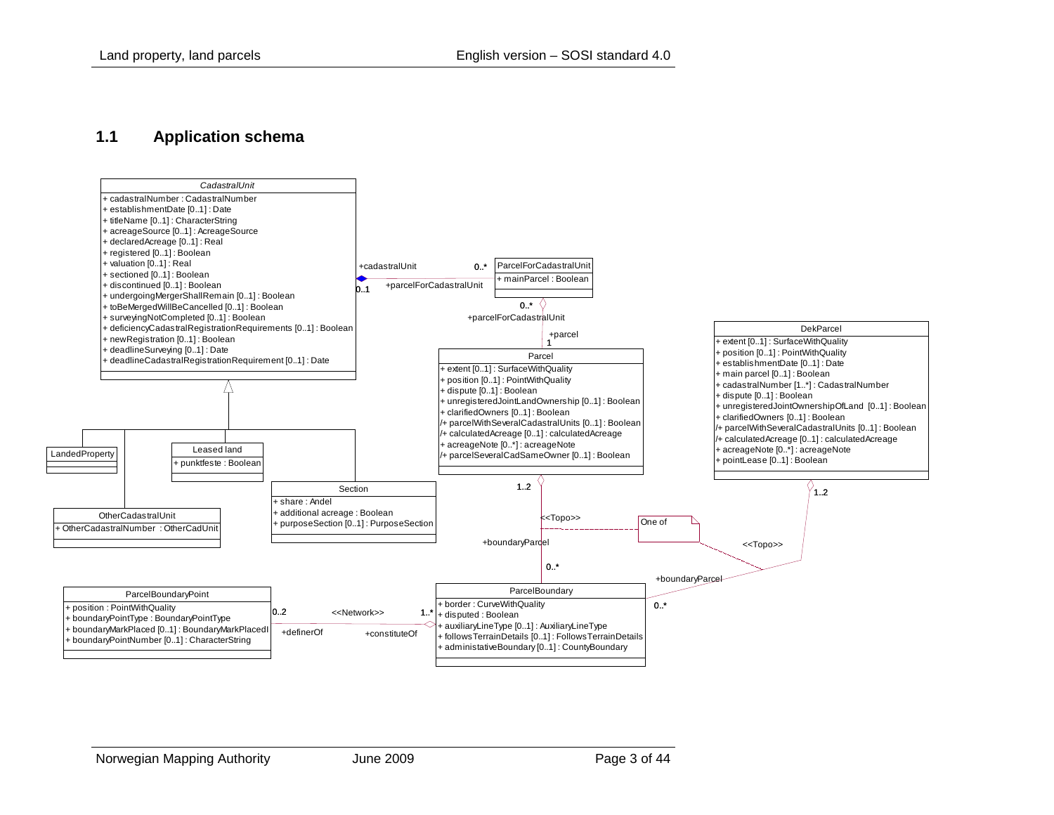## 1.1 Application schema

*CadastralUnit*

- + cadastralNumber : CadastralNumber
- + establishmentDate [0..1] : Date
- + titleName [0..1] : CharacterString
- + acreageSource [0..1] : AcreageSource
- + declaredAcreage [0..1] : Real
- + registered [0..1] : Boolean
- + valuation [0..1] : Real
- + sectioned [0..1] : Boolean
- + discontinued [0..1] : Boolean
- + undergoingMergerShallRemain [0..1] : Boolean
- + toBeMergedWillBeCancelled [0..1] : Boolean
- + surveyingNotCompleted [0..1] : Boolean
- + deficiencyCadastralRegistrationRequirements [0..1] : Boolean
- + newRegistration [0..1] : Boolean
- + deadlineSurveying [0..1] : Date
- + deadlineCadastralRegistrationRequirement [0..1] : Date

LandedProperty

Leased land

- + punktfeste : Boolean

OtherCadastralUnit

- + OtherCadastralNumber : OtherCadUnit

Section

- + share : Andel
- + additional acreage : Boolean
- + purposeSection [0..1] : PurposeSection

+cadastralUnit 0..1 — 0..* +parcelForCadastralUnit

ParcelForCadastralUnit

- + mainParcel : Boolean

0..* +parcelForCadastralUnit — +parcel 1

Parcel

- + extent [0..1] : SurfaceWithQuality
- + position [0..1] : PointWithQuality
- + dispute [0..1] : Boolean
- + unregisteredJointLandOwnership [0..1] : Boolean
- + clarifiedOwners [0..1] : Boolean
- /+ parcelWithSeveralCadastralUnits [0..1] : Boolean
- /+ calculatedAcreage [0..1] : calculatedAcreage
- + acreageNote [0..*] : acreageNote
- /+ parcelSeveralCadSameOwner [0..1] : Boolean

DekParcel

- + extent [0..1] : SurfaceWithQuality
- + position [0..1] : PointWithQuality
- + establishmentDate [0..1] : Date
- + main parcel [0..1] : Boolean
- + cadastralNumber [1..*] : CadastralNumber
- + dispute [0..1] : Boolean
- + unregisteredJointOwnershipOfLand [0..1] : Boolean
- + clarifiedOwners [0..1] : Boolean
- /+ parcelWithSeveralCadastralUnits [0..1] : Boolean
- /+ calculatedAcreage [0..1] : calculatedAcreage
- + acreageNote [0..*] : acreageNote
- + pointLease [0..1] : Boolean

Parcel 1..2 — <<Topo>> — +boundaryParcel 0..* ParcelBoundary

DekParcel 1..2 — <<Topo>> — +boundaryParcel 0..* ParcelBoundary

One of

ParcelBoundaryPoint

- + position : PointWithQuality
- + boundaryPointType : BoundaryPointType
- + boundaryMarkPlaced [0..1] : BoundaryMarkPlacedI
- + boundaryPointNumber [0..1] : CharacterString

ParcelBoundaryPoint 0..2 +definerOf — <<Network>> — +constituteOf 1..* ParcelBoundary

ParcelBoundary

- + border : CurveWithQuality
- + disputed : Boolean
- + auxiliaryLineType [0..1] : AuxiliaryLineType
- + followsTerrainDetails [0..1] : FollowsTerrainDetails
- + administativeBoundary [0..1] : CountyBoundary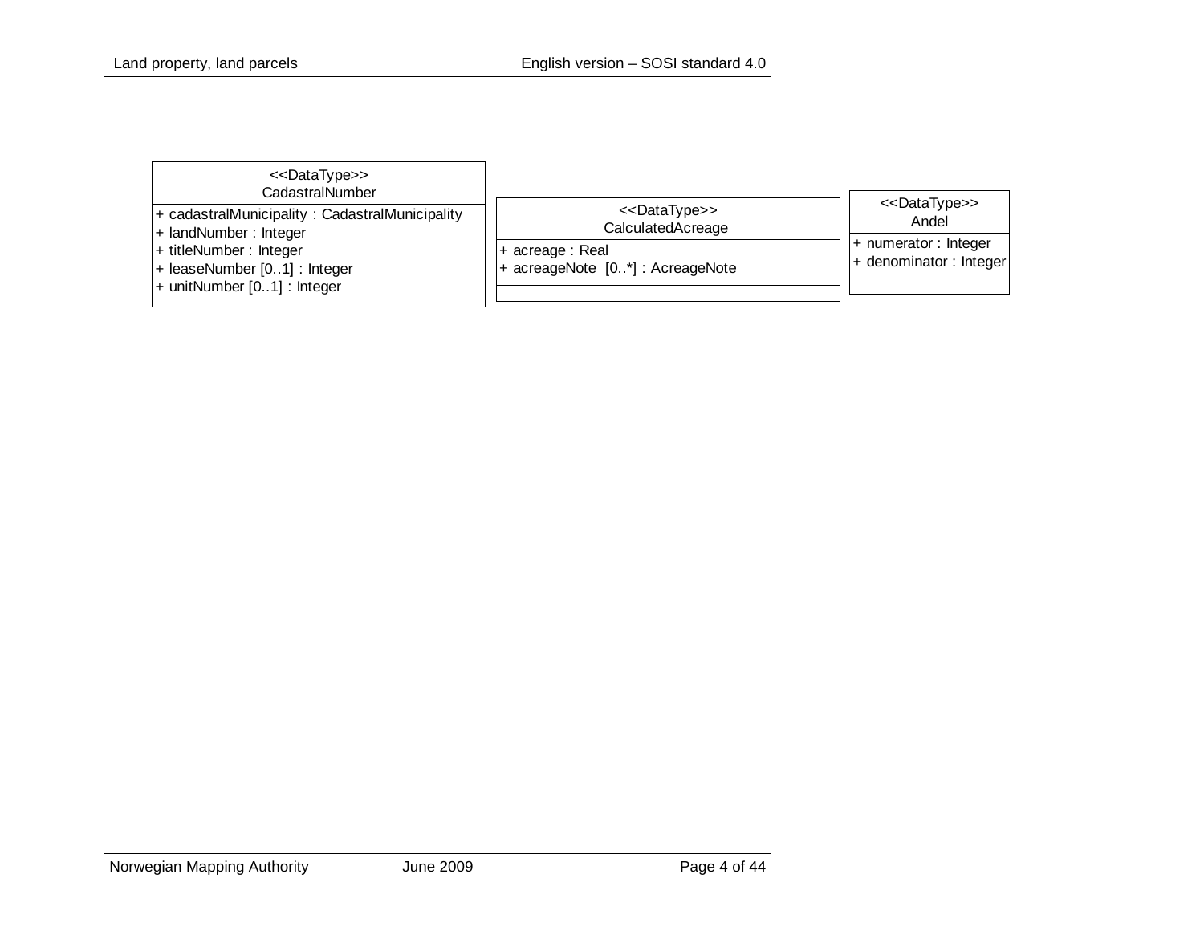| <<DataType>> CadastralNumber |
| --- |
| + cadastralMunicipality : CadastralMunicipality<br>+ landNumber : Integer<br>+ titleNumber : Integer<br>+ leaseNumber [0..1] : Integer<br>+ unitNumber [0..1] : Integer |
| |

| <<DataType>> CalculatedAcreage |
| --- |
| + acreage : Real<br>+ acreageNote [0..*] : AcreageNote |
| |

| <<DataType>> Andel |
| --- |
| + numerator : Integer<br>+ denominator : Integer |
| |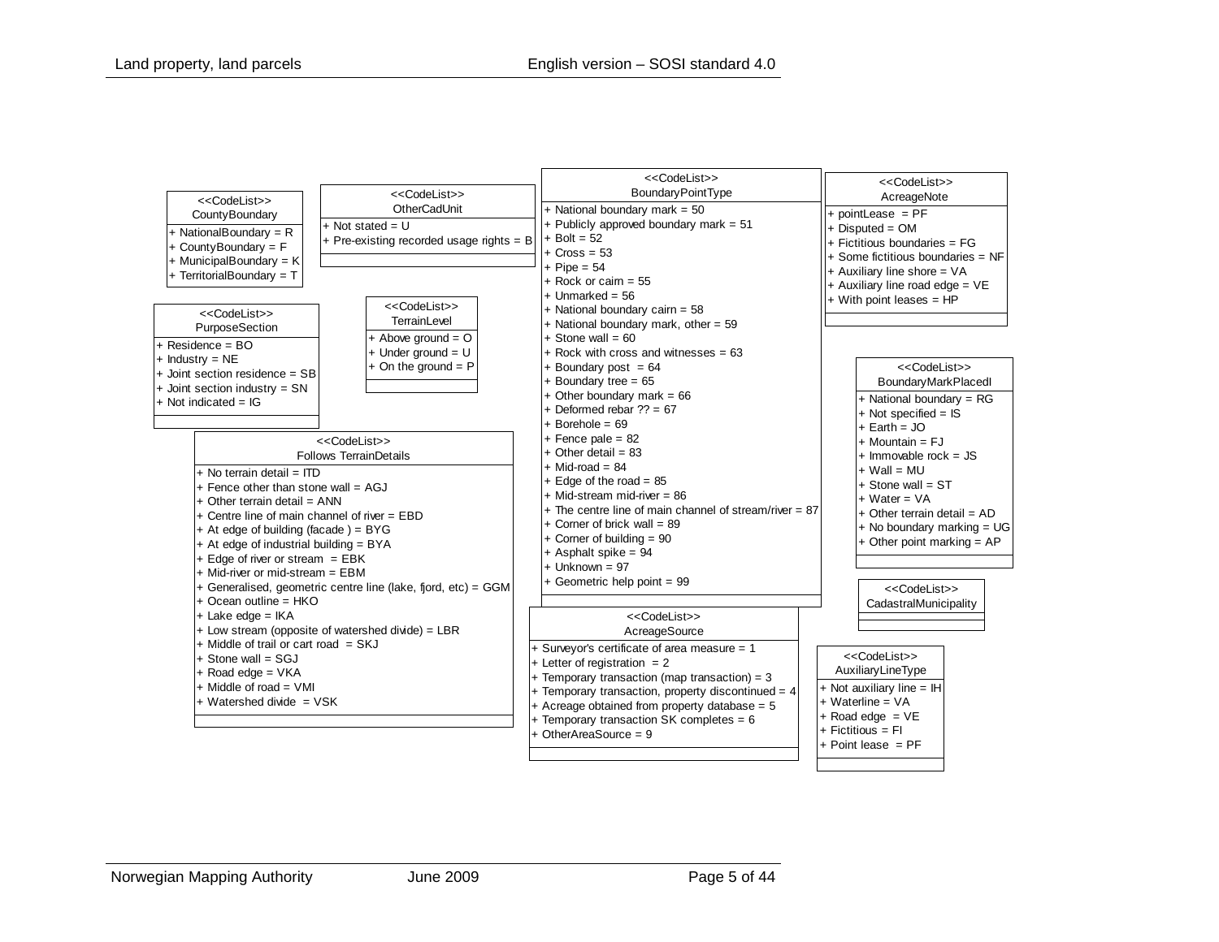**<<CodeList>>**
**CountyBoundary**

- + NationalBoundary = R
- + CountyBoundary = F
- + MunicipalBoundary = K
- + TerritorialBoundary = T

**<<CodeList>>**
**OtherCadUnit**

- + Not stated = U
- + Pre-existing recorded usage rights = B

**<<CodeList>>**
**BoundaryPointType**

- + National boundary mark = 50
- + Publicly approved boundary mark = 51
- + Bolt = 52
- + Cross = 53
- + Pipe = 54
- + Rock or cairn = 55
- + Unmarked = 56
- + National boundary cairn = 58
- + National boundary mark, other = 59
- + Stone wall = 60
- + Rock with cross and witnesses = 63
- + Boundary post = 64
- + Boundary tree = 65
- + Other boundary mark = 66
- + Deformed rebar ?? = 67
- + Borehole = 69
- + Fence pale = 82
- + Other detail = 83
- + Mid-road = 84
- + Edge of the road = 85
- + Mid-stream mid-river = 86
- + The centre line of main channel of stream/river = 87
- + Corner of brick wall = 89
- + Corner of building = 90
- + Asphalt spike = 94
- + Unknown = 97
- + Geometric help point = 99

**<<CodeList>>**
**AcreageNote**

- + pointLease = PF
- + Disputed = OM
- + Fictitious boundaries = FG
- + Some fictitious boundaries = NF
- + Auxiliary line shore = VA
- + Auxiliary line road edge = VE
- + With point leases = HP

**<<CodeList>>**
**PurposeSection**

- + Residence = BO
- + Industry = NE
- + Joint section residence = SB
- + Joint section industry = SN
- + Not indicated = IG

**<<CodeList>>**
**TerrainLevel**

- + Above ground = O
- + Under ground = U
- + On the ground = P

**<<CodeList>>**
**BoundaryMarkPlacedI**

- + National boundary = RG
- + Not specified = IS
- + Earth = JO
- + Mountain = FJ
- + Immovable rock = JS
- + Wall = MU
- + Stone wall = ST
- + Water = VA
- + Other terrain detail = AD
- + No boundary marking = UG
- + Other point marking = AP

**<<CodeList>>**
**Follows TerrainDetails**

- + No terrain detail = ITD
- + Fence other than stone wall = AGJ
- + Other terrain detail = ANN
- + Centre line of main channel of river = EBD
- + At edge of building (facade ) = BYG
- + At edge of industrial building = BYA
- + Edge of river or stream = EBK
- + Mid-river or mid-stream = EBM
- + Generalised, geometric centre line (lake, fjord, etc) = GGM
- + Ocean outline = HKO
- + Lake edge = IKA
- + Low stream (opposite of watershed divide) = LBR
- + Middle of trail or cart road = SKJ
- + Stone wall = SGJ
- + Road edge = VKA
- + Middle of road = VMI
- + Watershed divide = VSK

**<<CodeList>>**
**CadastralMunicipality**

**<<CodeList>>**
**AcreageSource**

- + Surveyor's certificate of area measure = 1
- + Letter of registration = 2
- + Temporary transaction (map transaction) = 3
- + Temporary transaction, property discontinued = 4
- + Acreage obtained from property database = 5
- + Temporary transaction SK completes = 6
- + OtherAreaSource = 9

**<<CodeList>>**
**AuxiliaryLineType**

- + Not auxiliary line = IH
- + Waterline = VA
- + Road edge = VE
- + Fictitious = FI
- + Point lease = PF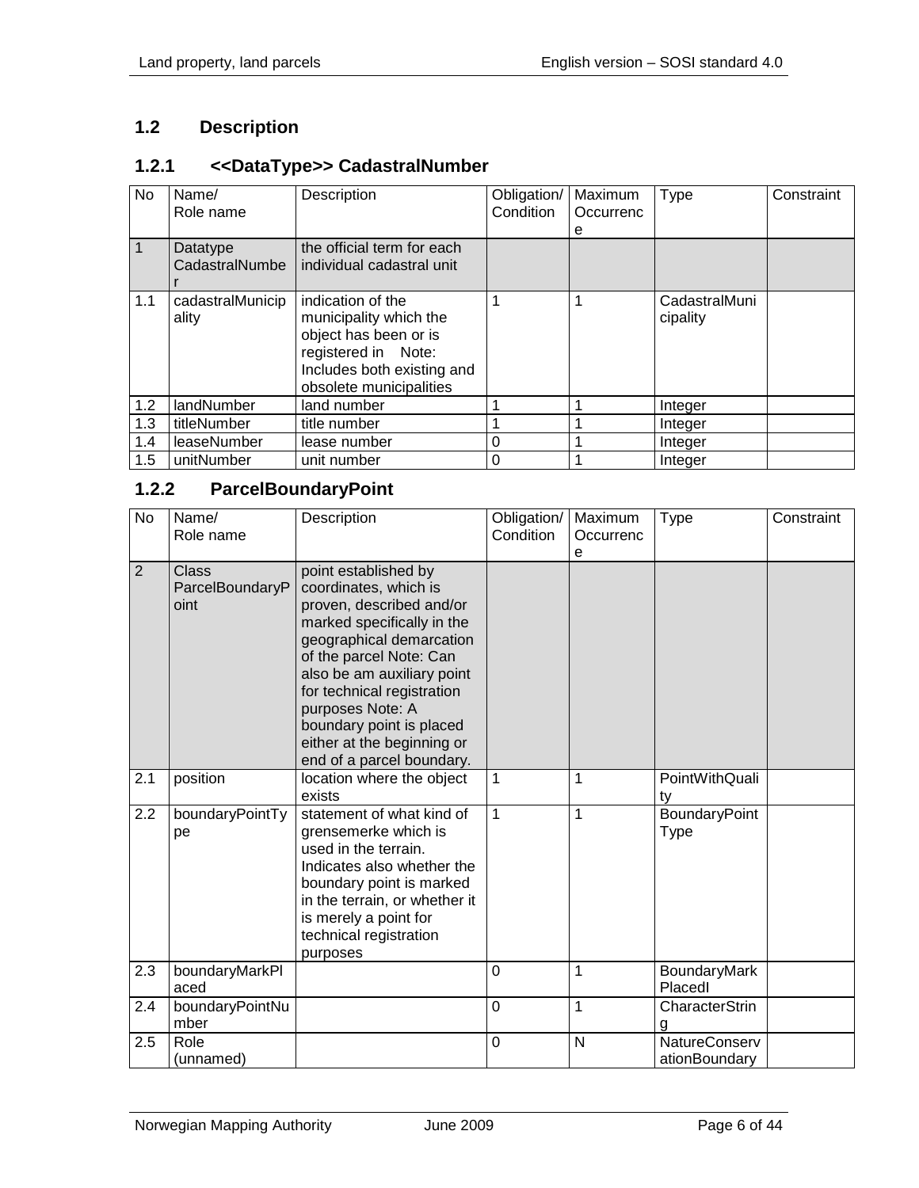## 1.2 Description

### 1.2.1 <<DataType>> CadastralNumber

| No | Name/ Role name | Description | Obligation/ Condition | Maximum Occurrence | Type | Constraint |
|---|---|---|---|---|---|---|
| 1 | Datatype CadastralNumber | the official term for each individual cadastral unit | | | | |
| 1.1 | cadastralMunicipality | indication of the municipality which the object has been or is registered in Note: Includes both existing and obsolete municipalities | 1 | 1 | CadastralMunicipality | |
| 1.2 | landNumber | land number | 1 | 1 | Integer | |
| 1.3 | titleNumber | title number | 1 | 1 | Integer | |
| 1.4 | leaseNumber | lease number | 0 | 1 | Integer | |
| 1.5 | unitNumber | unit number | 0 | 1 | Integer | |

### 1.2.2 ParcelBoundaryPoint

| No | Name/ Role name | Description | Obligation/ Condition | Maximum Occurrence | Type | Constraint |
|---|---|---|---|---|---|---|
| 2 | Class ParcelBoundaryPoint | point established by coordinates, which is proven, described and/or marked specifically in the geographical demarcation of the parcel Note: Can also be am auxiliary point for technical registration purposes Note: A boundary point is placed either at the beginning or end of a parcel boundary. | | | | |
| 2.1 | position | location where the object exists | 1 | 1 | PointWithQuality | |
| 2.2 | boundaryPointType | statement of what kind of grensemerke which is used in the terrain. Indicates also whether the boundary point is marked in the terrain, or whether it is merely a point for technical registration purposes | 1 | 1 | BoundaryPointType | |
| 2.3 | boundaryMarkPlaced | | 0 | 1 | BoundaryMarkPlacedI | |
| 2.4 | boundaryPointNumber | | 0 | 1 | CharacterString | |
| 2.5 | Role (unnamed) | | 0 | N | NatureConservationBoundary | |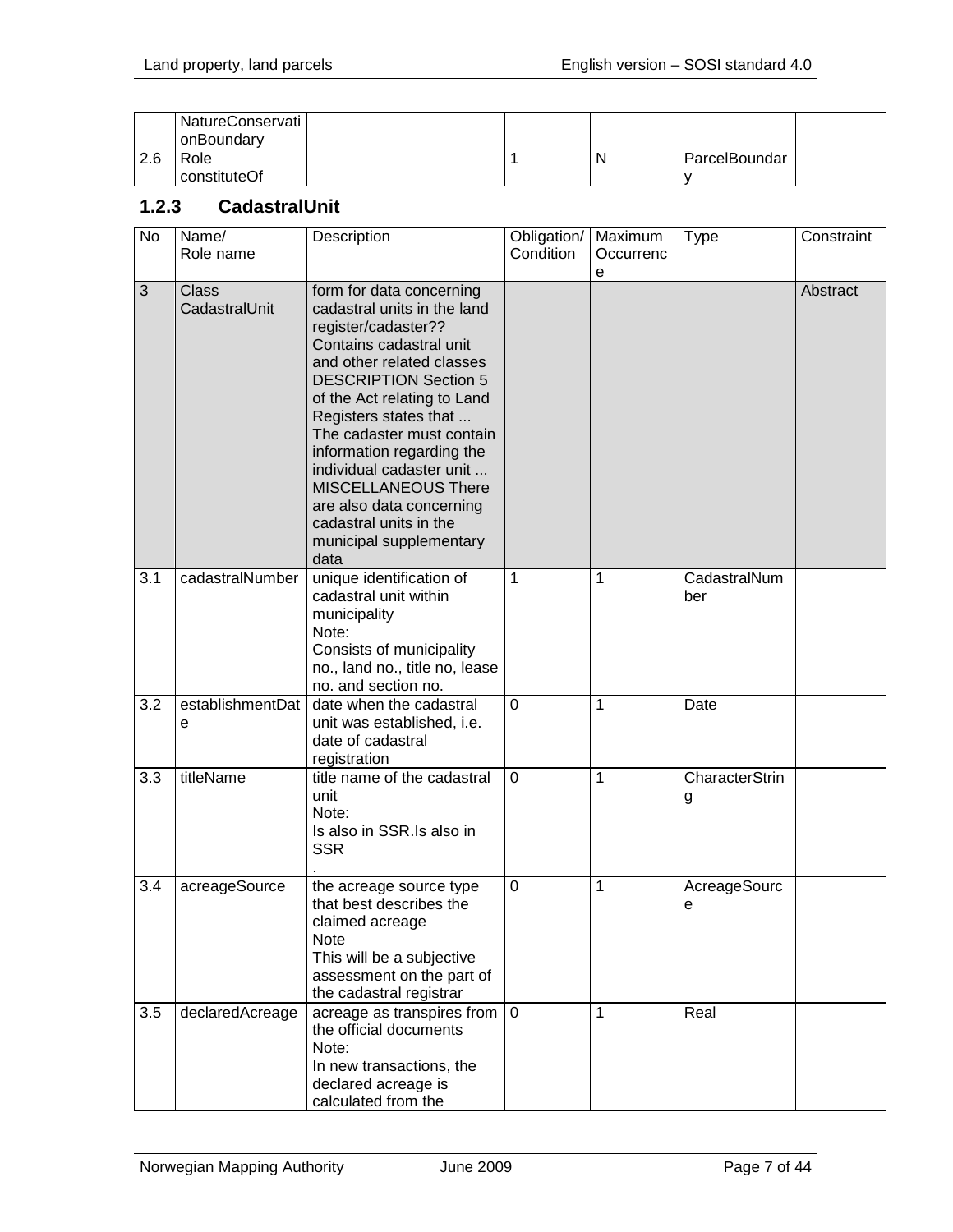|  | NatureConservationBoundary |  |  |  |  |  |
|---|---|---|---|---|---|---|
| 2.6 | Role constituteOf |  | 1 | N | ParcelBoundary |  |

### 1.2.3 CadastralUnit

| No | Name/ Role name | Description | Obligation/ Condition | Maximum Occurrence | Type | Constraint |
|---|---|---|---|---|---|---|
| 3 | Class CadastralUnit | form for data concerning cadastral units in the land register/cadaster?? Contains cadastral unit and other related classes DESCRIPTION Section 5 of the Act relating to Land Registers states that ... The cadaster must contain information regarding the individual cadaster unit ... MISCELLANEOUS There are also data concerning cadastral units in the municipal supplementary data |  |  |  | Abstract |
| 3.1 | cadastralNumber | unique identification of cadastral unit within municipality Note: Consists of municipality no., land no., title no, lease no. and section no. | 1 | 1 | CadastralNumber |  |
| 3.2 | establishmentDate | date when the cadastral unit was established, i.e. date of cadastral registration | 0 | 1 | Date |  |
| 3.3 | titleName | title name of the cadastral unit Note: Is also in SSR.Is also in SSR . | 0 | 1 | CharacterString |  |
| 3.4 | acreageSource | the acreage source type that best describes the claimed acreage Note This will be a subjective assessment on the part of the cadastral registrar | 0 | 1 | AcreageSource |  |
| 3.5 | declaredAcreage | acreage as transpires from the official documents Note: In new transactions, the declared acreage is calculated from the | 0 | 1 | Real |  |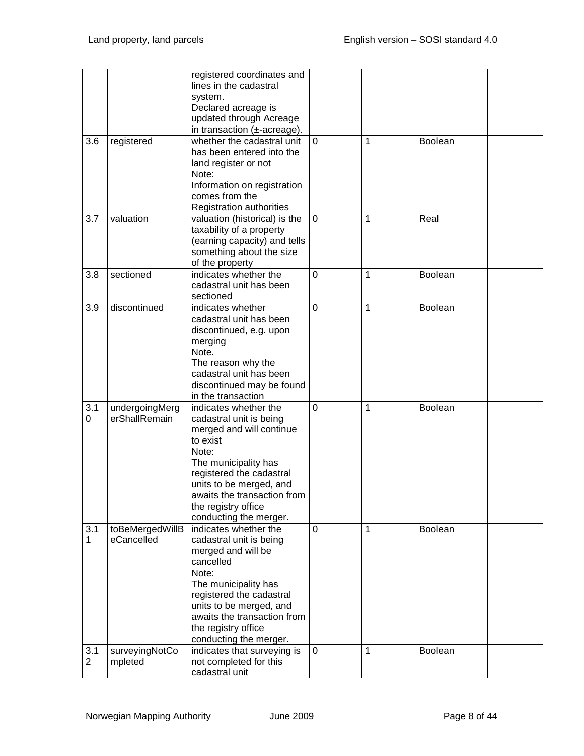| | | registered coordinates and lines in the cadastral system.<br>Declared acreage is updated through Acreage in transaction (±-acreage). | | | | |
|---|---|---|---|---|---|---|
| 3.6 | registered | whether the cadastral unit has been entered into the land register or not<br>Note:<br>Information on registration comes from the Registration authorities | 0 | 1 | Boolean | |
| 3.7 | valuation | valuation (historical) is the taxability of a property (earning capacity) and tells something about the size of the property | 0 | 1 | Real | |
| 3.8 | sectioned | indicates whether the cadastral unit has been sectioned | 0 | 1 | Boolean | |
| 3.9 | discontinued | indicates whether cadastral unit has been discontinued, e.g. upon merging<br>Note.<br>The reason why the cadastral unit has been discontinued may be found in the transaction | 0 | 1 | Boolean | |
| 3.10 | undergoingMergerShallRemain | indicates whether the cadastral unit is being merged and will continue to exist<br>Note:<br>The municipality has registered the cadastral units to be merged, and awaits the transaction from the registry office conducting the merger. | 0 | 1 | Boolean | |
| 3.11 | toBeMergedWillBeCancelled | indicates whether the cadastral unit is being merged and will be cancelled<br>Note:<br>The municipality has registered the cadastral units to be merged, and awaits the transaction from the registry office conducting the merger. | 0 | 1 | Boolean | |
| 3.12 | surveyingNotCompleted | indicates that surveying is not completed for this cadastral unit | 0 | 1 | Boolean | |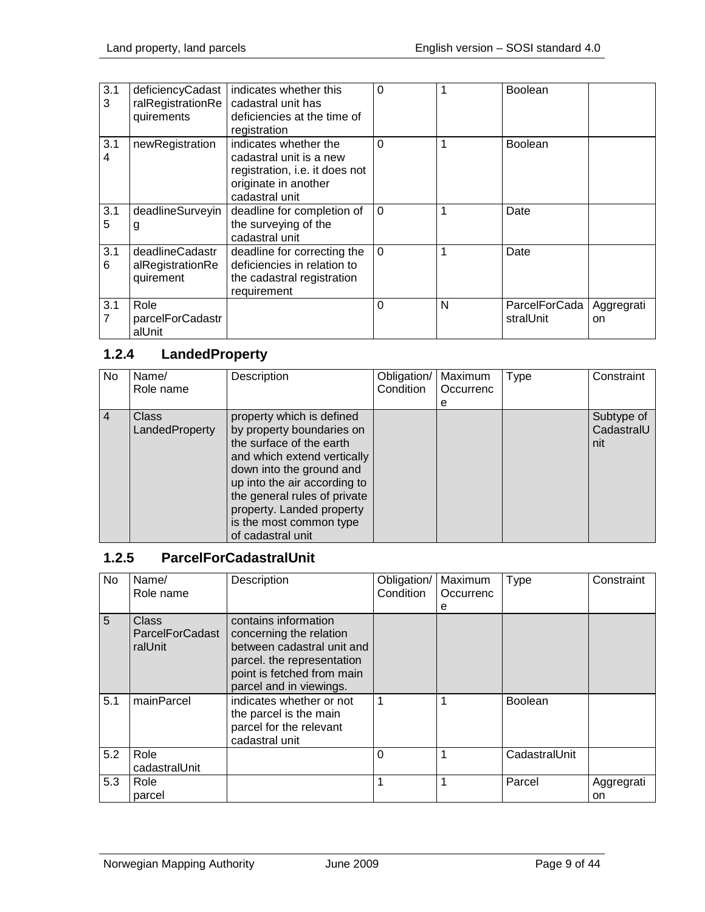| | | | | | | |
|---|---|---|---|---|---|---|
| 3.13 | deficiencyCadastralRegistrationRequirements | indicates whether this cadastral unit has deficiencies at the time of registration | 0 | 1 | Boolean | |
| 3.14 | newRegistration | indicates whether the cadastral unit is a new registration, i.e. it does not originate in another cadastral unit | 0 | 1 | Boolean | |
| 3.15 | deadlineSurveying | deadline for completion of the surveying of the cadastral unit | 0 | 1 | Date | |
| 3.16 | deadlineCadastralRegistrationRequirement | deadline for correcting the deficiencies in relation to the cadastral registration requirement | 0 | 1 | Date | |
| 3.17 | Role parcelForCadastralUnit | | 0 | N | ParcelForCadastralUnit | Aggregration |

### 1.2.4 LandedProperty

| No | Name/ Role name | Description | Obligation/ Condition | Maximum Occurrence | Type | Constraint |
|---|---|---|---|---|---|---|
| 4 | Class LandedProperty | property which is defined by property boundaries on the surface of the earth and which extend vertically down into the ground and up into the air according to the general rules of private property. Landed property is the most common type of cadastral unit | | | | Subtype of CadastralUnit |

### 1.2.5 ParcelForCadastralUnit

| No | Name/ Role name | Description | Obligation/ Condition | Maximum Occurrence | Type | Constraint |
|---|---|---|---|---|---|---|
| 5 | Class ParcelForCadastralUnit | contains information concerning the relation between cadastral unit and parcel. the representation point is fetched from main parcel and in viewings. | | | | |
| 5.1 | mainParcel | indicates whether or not the parcel is the main parcel for the relevant cadastral unit | 1 | 1 | Boolean | |
| 5.2 | Role cadastralUnit | | 0 | 1 | CadastralUnit | |
| 5.3 | Role parcel | | 1 | 1 | Parcel | Aggregration |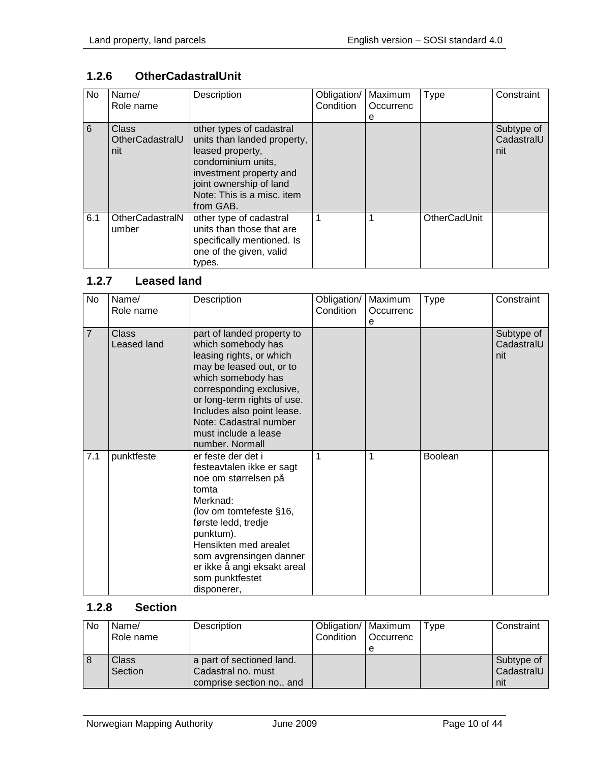### 1.2.6 OtherCadastralUnit

| No | Name/<br>Role name | Description | Obligation/<br>Condition | Maximum<br>Occurrence | Type | Constraint |
|---|---|---|---|---|---|---|
| 6 | Class<br>OtherCadastralUnit | other types of cadastral units than landed property, leased property, condominium units, investment property and joint ownership of land<br>Note: This is a misc. item from GAB. | | | | Subtype of CadastralUnit |
| 6.1 | OtherCadastralNumber | other type of cadastral units than those that are specifically mentioned. Is one of the given, valid types. | 1 | 1 | OtherCadUnit | |

### 1.2.7 Leased land

| No | Name/<br>Role name | Description | Obligation/<br>Condition | Maximum<br>Occurrence | Type | Constraint |
|---|---|---|---|---|---|---|
| 7 | Class<br>Leased land | part of landed property to which somebody has leasing rights, or which may be leased out, or to which somebody has corresponding exclusive, or long-term rights of use. Includes also point lease.<br>Note: Cadastral number must include a lease number. Normall | | | | Subtype of CadastralUnit |
| 7.1 | punktfeste | er feste der det i festeavtalen ikke er sagt noe om størrelsen på tomta<br>Merknad:<br>(lov om tomtefeste §16, første ledd, tredje punktum).<br>Hensikten med arealet som avgrensingen danner er ikke å angi eksakt areal som punktfestet disponerer, | 1 | 1 | Boolean | |

### 1.2.8 Section

| No | Name/<br>Role name | Description | Obligation/<br>Condition | Maximum<br>Occurrence | Type | Constraint |
|---|---|---|---|---|---|---|
| 8 | Class<br>Section | a part of sectioned land. Cadastral no. must comprise section no., and | | | | Subtype of CadastralUnit |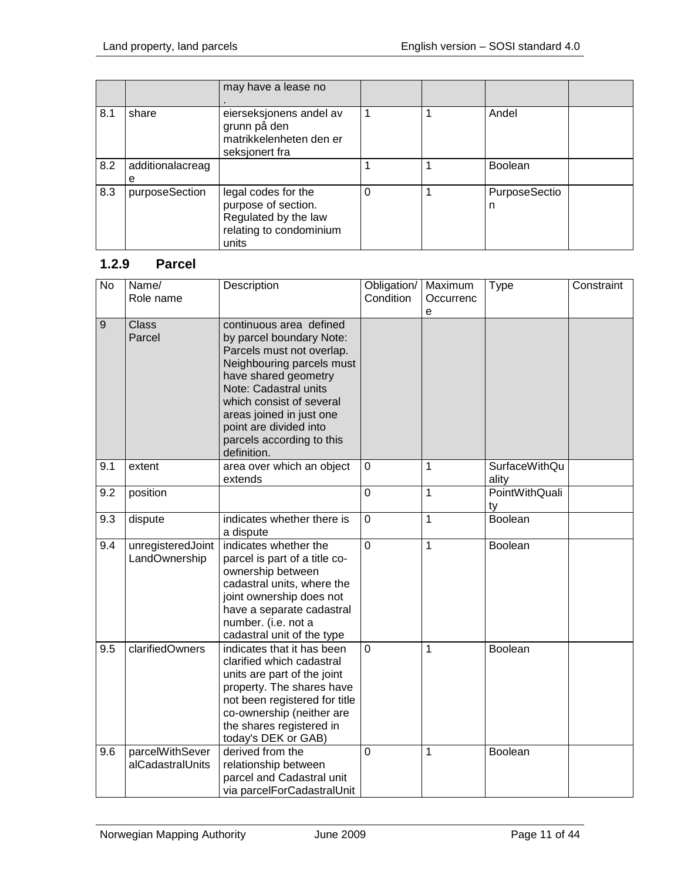|  |  | may have a lease no . |  |  |  |  |
| --- | --- | --- | --- | --- | --- | --- |
| 8.1 | share | eierseksjonens andel av grunn på den matrikkelenheten den er seksjonert fra | 1 | 1 | Andel |  |
| 8.2 | additionalacreage |  | 1 | 1 | Boolean |  |
| 8.3 | purposeSection | legal codes for the purpose of section. Regulated by the law relating to condominium units | 0 | 1 | PurposeSection |  |

### 1.2.9 Parcel

| No | Name/ Role name | Description | Obligation/ Condition | Maximum Occurrence | Type | Constraint |
| --- | --- | --- | --- | --- | --- | --- |
| 9 | Class Parcel | continuous area defined by parcel boundary Note: Parcels must not overlap. Neighbouring parcels must have shared geometry Note: Cadastral units which consist of several areas joined in just one point are divided into parcels according to this definition. |  |  |  |  |
| 9.1 | extent | area over which an object extends | 0 | 1 | SurfaceWithQuality |  |
| 9.2 | position |  | 0 | 1 | PointWithQuality |  |
| 9.3 | dispute | indicates whether there is a dispute | 0 | 1 | Boolean |  |
| 9.4 | unregisteredJointLandOwnership | indicates whether the parcel is part of a title co-ownership between cadastral units, where the joint ownership does not have a separate cadastral number. (i.e. not a cadastral unit of the type | 0 | 1 | Boolean |  |
| 9.5 | clarifiedOwners | indicates that it has been clarified which cadastral units are part of the joint property. The shares have not been registered for title co-ownership (neither are the shares registered in today's DEK or GAB) | 0 | 1 | Boolean |  |
| 9.6 | parcelWithSeveralCadastralUnits | derived from the relationship between parcel and Cadastral unit via parcelForCadastralUnit | 0 | 1 | Boolean |  |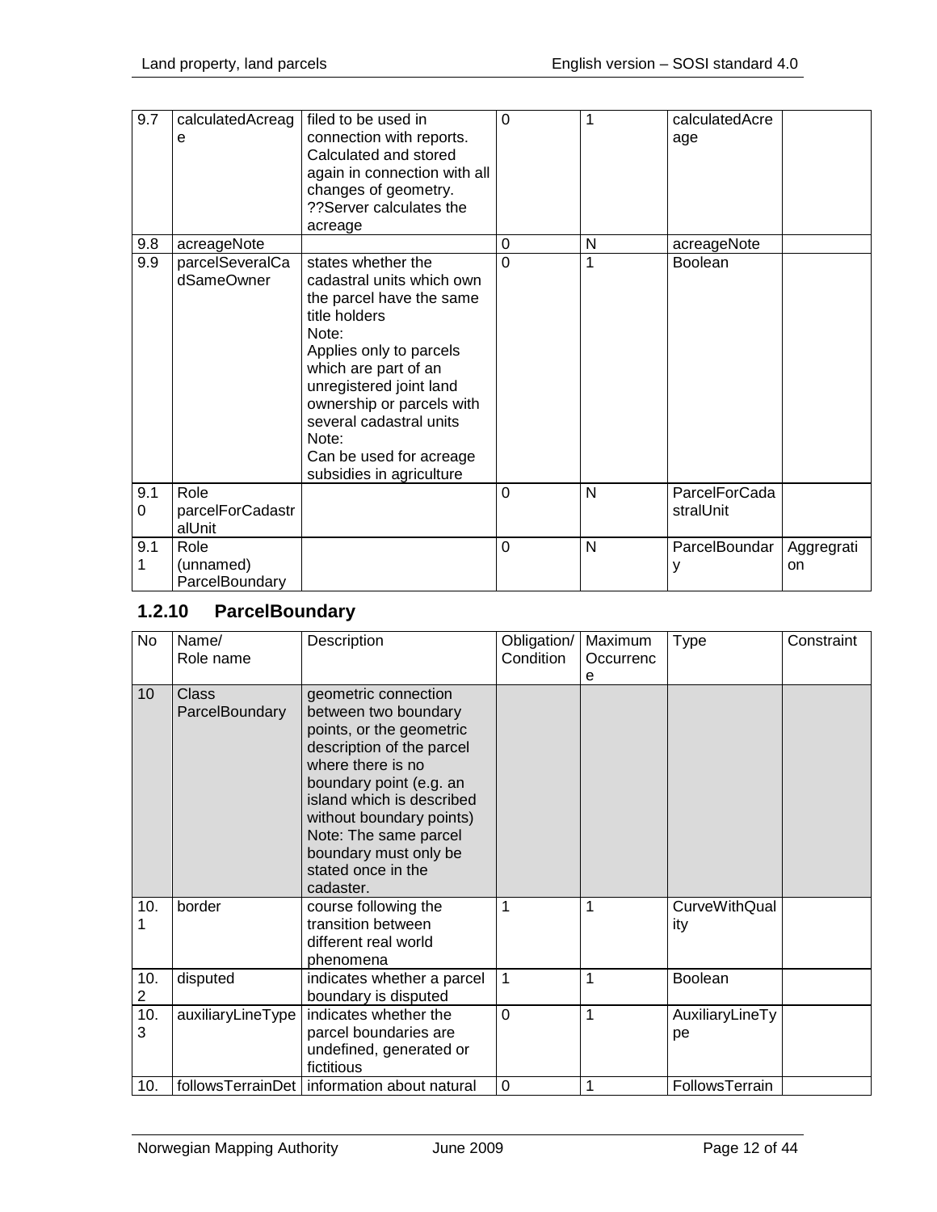| 9.7 | calculatedAcreage | filed to be used in connection with reports. Calculated and stored again in connection with all changes of geometry. ??Server calculates the acreage | 0 | 1 | calculatedAcreage | |
|---|---|---|---|---|---|---|
| 9.8 | acreageNote | | 0 | N | acreageNote | |
| 9.9 | parcelSeveralCadSameOwner | states whether the cadastral units which own the parcel have the same title holders Note: Applies only to parcels which are part of an unregistered joint land ownership or parcels with several cadastral units Note: Can be used for acreage subsidies in agriculture | 0 | 1 | Boolean | |
| 9.10 | Role parcelForCadastralUnit | | 0 | N | ParcelForCadastralUnit | |
| 9.11 | Role (unnamed) ParcelBoundary | | 0 | N | ParcelBoundary | Aggregration |

### 1.2.10 ParcelBoundary

| No | Name/ Role name | Description | Obligation/ Condition | Maximum Occurrence | Type | Constraint |
|---|---|---|---|---|---|---|
| 10 | Class ParcelBoundary | geometric connection between two boundary points, or the geometric description of the parcel where there is no boundary point (e.g. an island which is described without boundary points) Note: The same parcel boundary must only be stated once in the cadaster. | | | | |
| 10.1 | border | course following the transition between different real world phenomena | 1 | 1 | CurveWithQuality | |
| 10.2 | disputed | indicates whether a parcel boundary is disputed | 1 | 1 | Boolean | |
| 10.3 | auxiliaryLineType | indicates whether the parcel boundaries are undefined, generated or fictitious | 0 | 1 | AuxiliaryLineType | |
| 10. | followsTerrainDet | information about natural | 0 | 1 | FollowsTerrain | |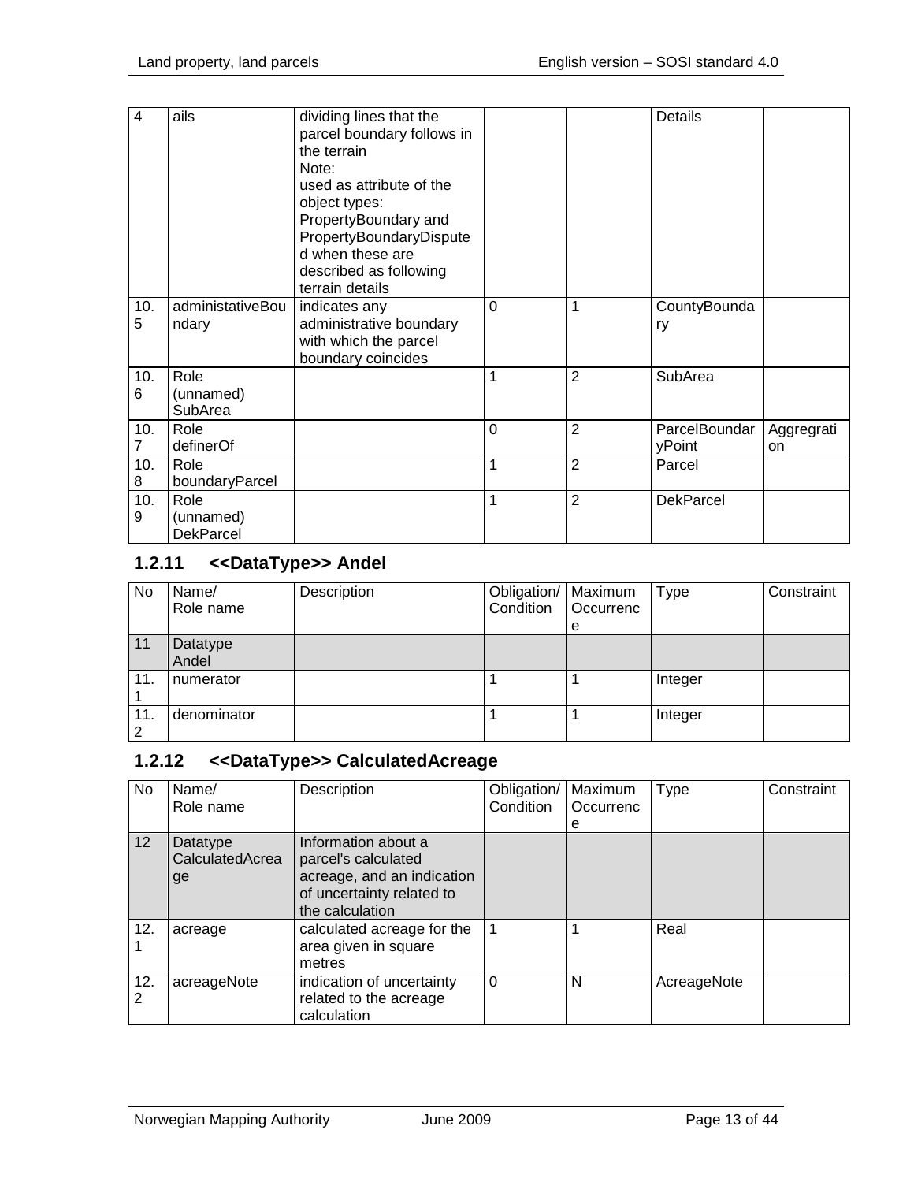| | | | | | | |
|---|---|---|---|---|---|---|
| 4 | ails | dividing lines that the parcel boundary follows in the terrain<br>Note:<br>used as attribute of the object types: PropertyBoundary and PropertyBoundaryDisputed when these are described as following terrain details | | | Details | |
| 10.5 | administativeBoundary | indicates any administrative boundary with which the parcel boundary coincides | 0 | 1 | CountyBoundary | |
| 10.6 | Role (unnamed) SubArea | | 1 | 2 | SubArea | |
| 10.7 | Role definerOf | | 0 | 2 | ParcelBoundaryPoint | Aggregration |
| 10.8 | Role boundaryParcel | | 1 | 2 | Parcel | |
| 10.9 | Role (unnamed) DekParcel | | 1 | 2 | DekParcel | |

### 1.2.11 <<DataType>> Andel

| No | Name/ Role name | Description | Obligation/ Condition | Maximum Occurrence | Type | Constraint |
|---|---|---|---|---|---|---|
| 11 | Datatype Andel | | | | | |
| 11.1 | numerator | | 1 | 1 | Integer | |
| 11.2 | denominator | | 1 | 1 | Integer | |

### 1.2.12 <<DataType>> CalculatedAcreage

| No | Name/ Role name | Description | Obligation/ Condition | Maximum Occurrence | Type | Constraint |
|---|---|---|---|---|---|---|
| 12 | Datatype CalculatedAcreage | Information about a parcel's calculated acreage, and an indication of uncertainty related to the calculation | | | | |
| 12.1 | acreage | calculated acreage for the area given in square metres | 1 | 1 | Real | |
| 12.2 | acreageNote | indication of uncertainty related to the acreage calculation | 0 | N | AcreageNote | |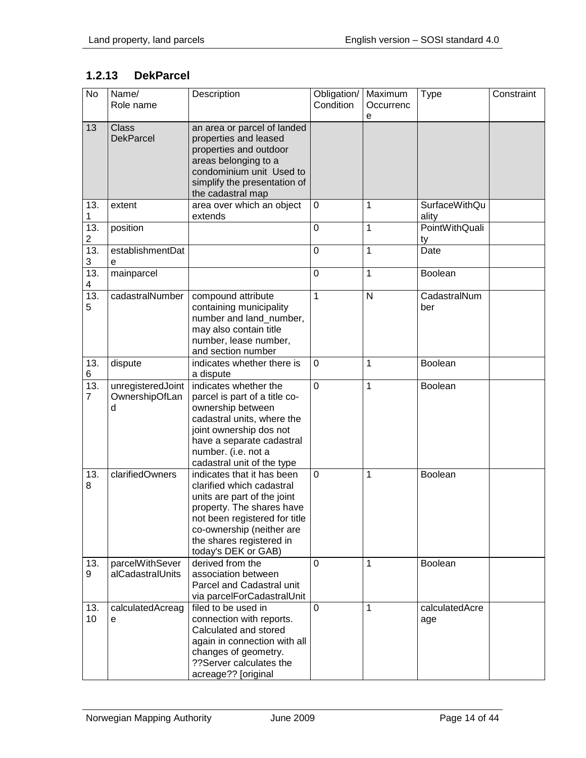### 1.2.13 DekParcel

| No | Name/<br>Role name | Description | Obligation/<br>Condition | Maximum<br>Occurrence | Type | Constraint |
|---|---|---|---|---|---|---|
| 13 | Class<br>DekParcel | an area or parcel of landed properties and leased properties and outdoor areas belonging to a condominium unit Used to simplify the presentation of the cadastral map | | | | |
| 13.1 | extent | area over which an object extends | 0 | 1 | SurfaceWithQuality | |
| 13.2 | position | | 0 | 1 | PointWithQuality | |
| 13.3 | establishmentDate | | 0 | 1 | Date | |
| 13.4 | mainparcel | | 0 | 1 | Boolean | |
| 13.5 | cadastralNumber | compound attribute containing municipality number and land_number, may also contain title number, lease number, and section number | 1 | N | CadastralNumber | |
| 13.6 | dispute | indicates whether there is a dispute | 0 | 1 | Boolean | |
| 13.7 | unregisteredJointOwnershipOfLand | indicates whether the parcel is part of a title co-ownership between cadastral units, where the joint ownership dos not have a separate cadastral number. (i.e. not a cadastral unit of the type | 0 | 1 | Boolean | |
| 13.8 | clarifiedOwners | indicates that it has been clarified which cadastral units are part of the joint property. The shares have not been registered for title co-ownership (neither are the shares registered in today's DEK or GAB) | 0 | 1 | Boolean | |
| 13.9 | parcelWithSeveralCadastralUnits | derived from the association between Parcel and Cadastral unit via parcelForCadastralUnit | 0 | 1 | Boolean | |
| 13.10 | calculatedAcreage | filed to be used in connection with reports. Calculated and stored again in connection with all changes of geometry. ??Server calculates the acreage?? [original | 0 | 1 | calculatedAcreage | |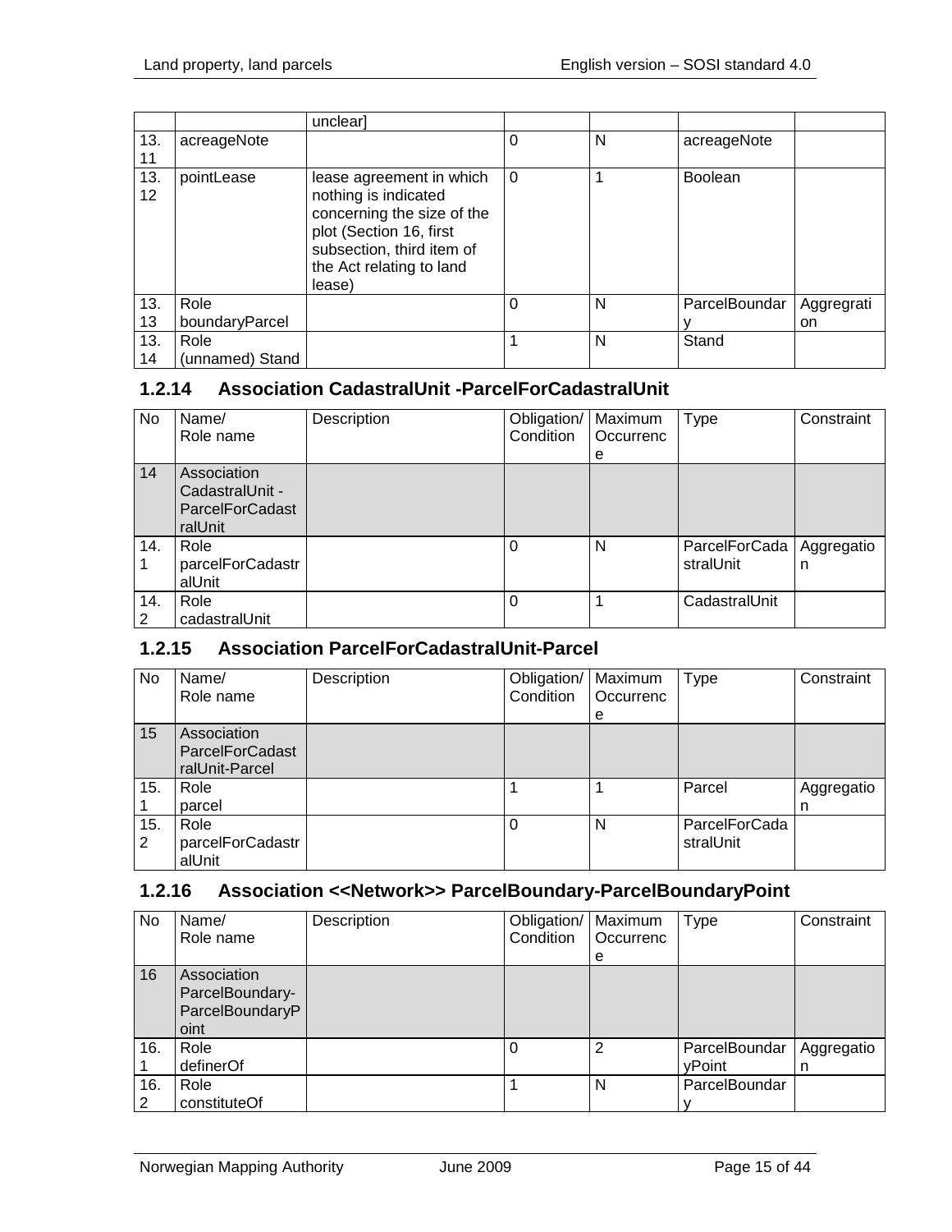| | | unclear] | | | | |
|---|---|---|---|---|---|---|
| 13.11 | acreageNote | | 0 | N | acreageNote | |
| 13.12 | pointLease | lease agreement in which nothing is indicated concerning the size of the plot (Section 16, first subsection, third item of the Act relating to land lease) | 0 | 1 | Boolean | |
| 13.13 | Role boundaryParcel | | 0 | N | ParcelBoundary | Aggregration |
| 13.14 | Role (unnamed) Stand | | 1 | N | Stand | |

### 1.2.14 Association CadastralUnit -ParcelForCadastralUnit

| No | Name/ Role name | Description | Obligation/ Condition | Maximum Occurrence | Type | Constraint |
|---|---|---|---|---|---|---|
| 14 | Association CadastralUnit - ParcelForCadastralUnit | | | | | |
| 14.1 | Role parcelForCadastralUnit | | 0 | N | ParcelForCadastralUnit | Aggregation |
| 14.2 | Role cadastralUnit | | 0 | 1 | CadastralUnit | |

### 1.2.15 Association ParcelForCadastralUnit-Parcel

| No | Name/ Role name | Description | Obligation/ Condition | Maximum Occurrence | Type | Constraint |
|---|---|---|---|---|---|---|
| 15 | Association ParcelForCadastralUnit-Parcel | | | | | |
| 15.1 | Role parcel | | 1 | 1 | Parcel | Aggregation |
| 15.2 | Role parcelForCadastralUnit | | 0 | N | ParcelForCadastralUnit | |

### 1.2.16 Association <<Network>> ParcelBoundary-ParcelBoundaryPoint

| No | Name/ Role name | Description | Obligation/ Condition | Maximum Occurrence | Type | Constraint |
|---|---|---|---|---|---|---|
| 16 | Association ParcelBoundary-ParcelBoundaryPoint | | | | | |
| 16.1 | Role definerOf | | 0 | 2 | ParcelBoundaryPoint | Aggregation |
| 16.2 | Role constituteOf | | 1 | N | ParcelBoundary | |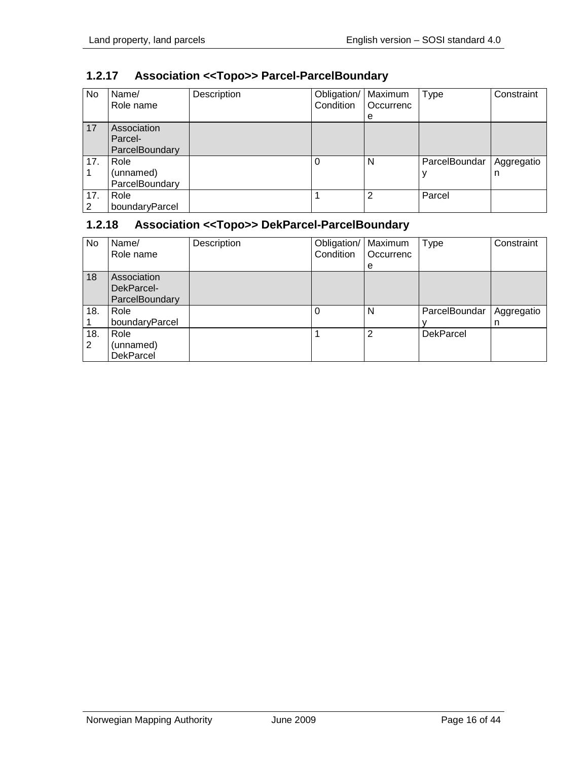### 1.2.17 Association <<Topo>> Parcel-ParcelBoundary

| No | Name/ Role name | Description | Obligation/ Condition | Maximum Occurrence | Type | Constraint |
|---|---|---|---|---|---|---|
| 17 | Association Parcel-ParcelBoundary | | | | | |
| 17.1 | Role (unnamed) ParcelBoundary | | 0 | N | ParcelBoundary | Aggregation |
| 17.2 | Role boundaryParcel | | 1 | 2 | Parcel | |

### 1.2.18 Association <<Topo>> DekParcel-ParcelBoundary

| No | Name/ Role name | Description | Obligation/ Condition | Maximum Occurrence | Type | Constraint |
|---|---|---|---|---|---|---|
| 18 | Association DekParcel-ParcelBoundary | | | | | |
| 18.1 | Role boundaryParcel | | 0 | N | ParcelBoundary | Aggregation |
| 18.2 | Role (unnamed) DekParcel | | 1 | 2 | DekParcel | |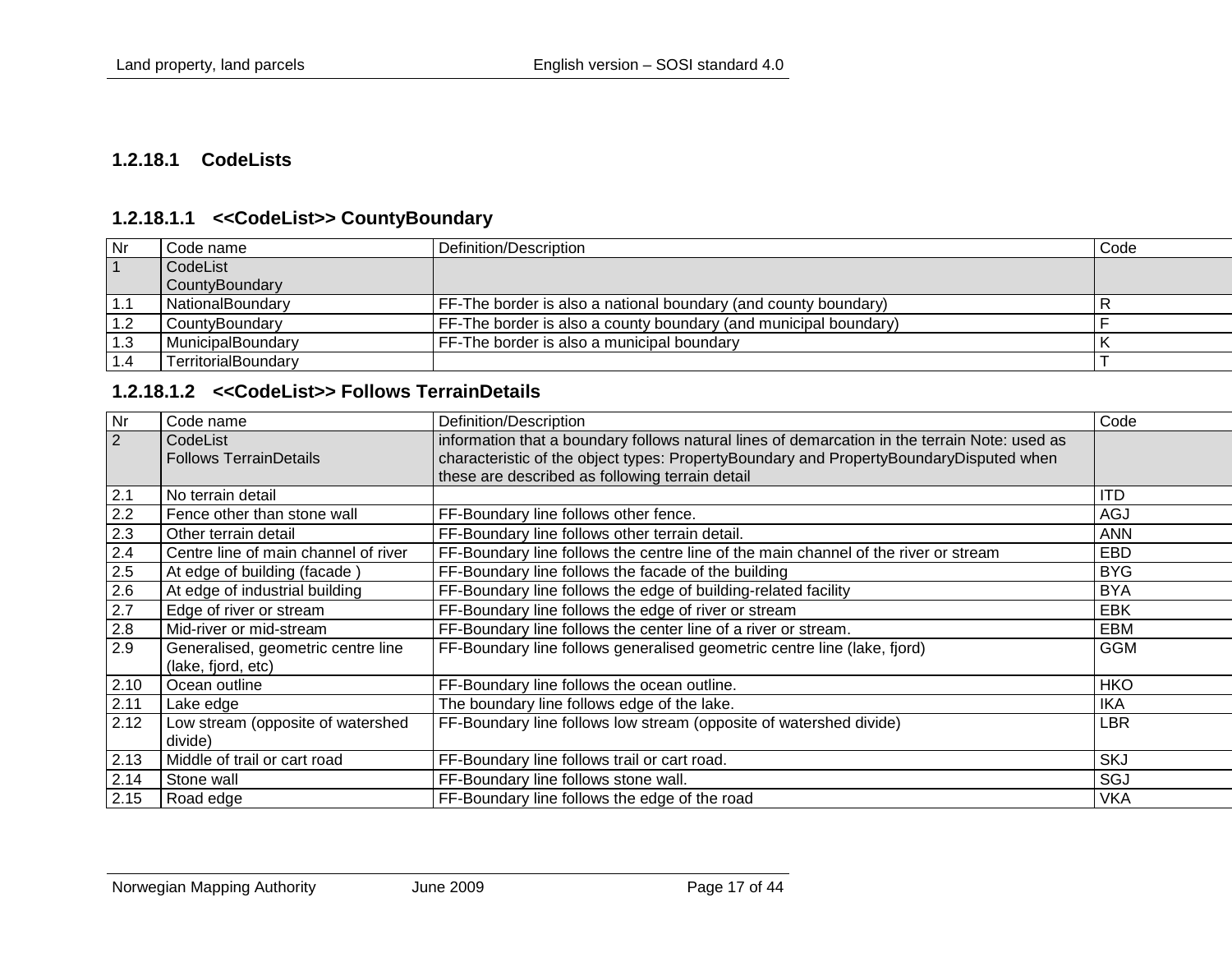#### 1.2.18.1 CodeLists

##### 1.2.18.1.1 <<CodeList>> CountyBoundary

| Nr | Code name | Definition/Description | Code |
|---|---|---|---|
| 1 | CodeList CountyBoundary | | |
| 1.1 | NationalBoundary | FF-The border is also a national boundary (and county boundary) | R |
| 1.2 | CountyBoundary | FF-The border is also a county boundary (and municipal boundary) | F |
| 1.3 | MunicipalBoundary | FF-The border is also a municipal boundary | K |
| 1.4 | TerritorialBoundary | | T |

##### 1.2.18.1.2 <<CodeList>> Follows TerrainDetails

| Nr | Code name | Definition/Description | Code |
|---|---|---|---|
| 2 | CodeList Follows TerrainDetails | information that a boundary follows natural lines of demarcation in the terrain Note: used as characteristic of the object types: PropertyBoundary and PropertyBoundaryDisputed when these are described as following terrain detail | |
| 2.1 | No terrain detail | | ITD |
| 2.2 | Fence other than stone wall | FF-Boundary line follows other fence. | AGJ |
| 2.3 | Other terrain detail | FF-Boundary line follows other terrain detail. | ANN |
| 2.4 | Centre line of main channel of river | FF-Boundary line follows the centre line of the main channel of the river or stream | EBD |
| 2.5 | At edge of building (facade ) | FF-Boundary line follows the facade of the building | BYG |
| 2.6 | At edge of industrial building | FF-Boundary line follows the edge of building-related facility | BYA |
| 2.7 | Edge of river or stream | FF-Boundary line follows the edge of river or stream | EBK |
| 2.8 | Mid-river or mid-stream | FF-Boundary line follows the center line of a river or stream. | EBM |
| 2.9 | Generalised, geometric centre line (lake, fjord, etc) | FF-Boundary line follows generalised geometric centre line (lake, fjord) | GGM |
| 2.10 | Ocean outline | FF-Boundary line follows the ocean outline. | HKO |
| 2.11 | Lake edge | The boundary line follows edge of the lake. | IKA |
| 2.12 | Low stream (opposite of watershed divide) | FF-Boundary line follows low stream (opposite of watershed divide) | LBR |
| 2.13 | Middle of trail or cart road | FF-Boundary line follows trail or cart road. | SKJ |
| 2.14 | Stone wall | FF-Boundary line follows stone wall. | SGJ |
| 2.15 | Road edge | FF-Boundary line follows the edge of the road | VKA |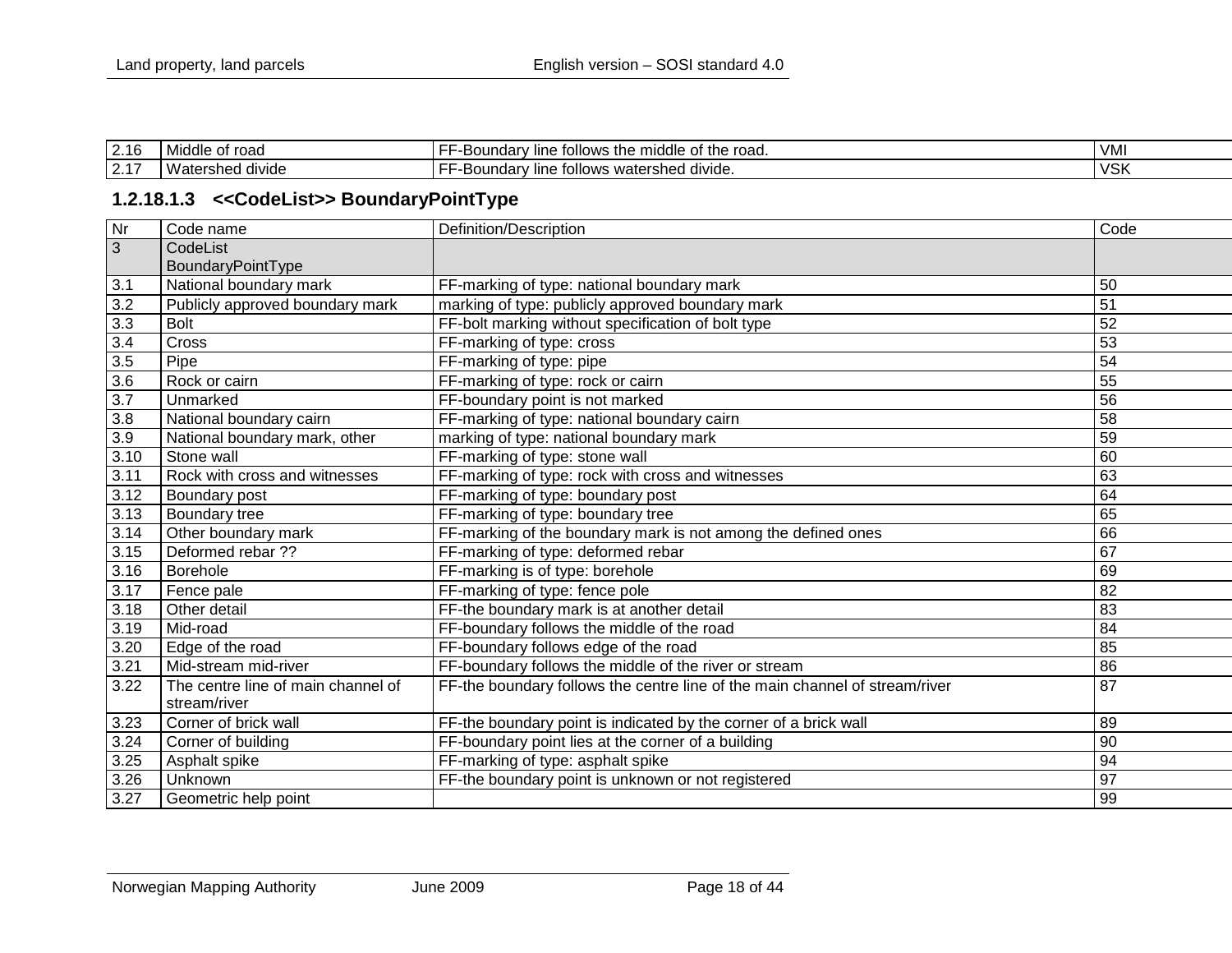| 2.16 | Middle of road | FF-Boundary line follows the middle of the road. | VMI |
|---|---|---|---|
| 2.17 | Watershed divide | FF-Boundary line follows watershed divide. | VSK |

### 1.2.18.1.3 <<CodeList>> BoundaryPointType

| Nr | Code name | Definition/Description | Code |
|---|---|---|---|
| 3 | CodeList BoundaryPointType | | |
| 3.1 | National boundary mark | FF-marking of type: national boundary mark | 50 |
| 3.2 | Publicly approved boundary mark | marking of type: publicly approved boundary mark | 51 |
| 3.3 | Bolt | FF-bolt marking without specification of bolt type | 52 |
| 3.4 | Cross | FF-marking of type: cross | 53 |
| 3.5 | Pipe | FF-marking of type: pipe | 54 |
| 3.6 | Rock or cairn | FF-marking of type: rock or cairn | 55 |
| 3.7 | Unmarked | FF-boundary point is not marked | 56 |
| 3.8 | National boundary cairn | FF-marking of type: national boundary cairn | 58 |
| 3.9 | National boundary mark, other | marking of type: national boundary mark | 59 |
| 3.10 | Stone wall | FF-marking of type: stone wall | 60 |
| 3.11 | Rock with cross and witnesses | FF-marking of type: rock with cross and witnesses | 63 |
| 3.12 | Boundary post | FF-marking of type: boundary post | 64 |
| 3.13 | Boundary tree | FF-marking of type: boundary tree | 65 |
| 3.14 | Other boundary mark | FF-marking of the boundary mark is not among the defined ones | 66 |
| 3.15 | Deformed rebar ?? | FF-marking of type: deformed rebar | 67 |
| 3.16 | Borehole | FF-marking is of type: borehole | 69 |
| 3.17 | Fence pale | FF-marking of type: fence pole | 82 |
| 3.18 | Other detail | FF-the boundary mark is at another detail | 83 |
| 3.19 | Mid-road | FF-boundary follows the middle of the road | 84 |
| 3.20 | Edge of the road | FF-boundary follows edge of the road | 85 |
| 3.21 | Mid-stream mid-river | FF-boundary follows the middle of the river or stream | 86 |
| 3.22 | The centre line of main channel of stream/river | FF-the boundary follows the centre line of the main channel of stream/river | 87 |
| 3.23 | Corner of brick wall | FF-the boundary point is indicated by the corner of a brick wall | 89 |
| 3.24 | Corner of building | FF-boundary point lies at the corner of a building | 90 |
| 3.25 | Asphalt spike | FF-marking of type: asphalt spike | 94 |
| 3.26 | Unknown | FF-the boundary point is unknown or not registered | 97 |
| 3.27 | Geometric help point | | 99 |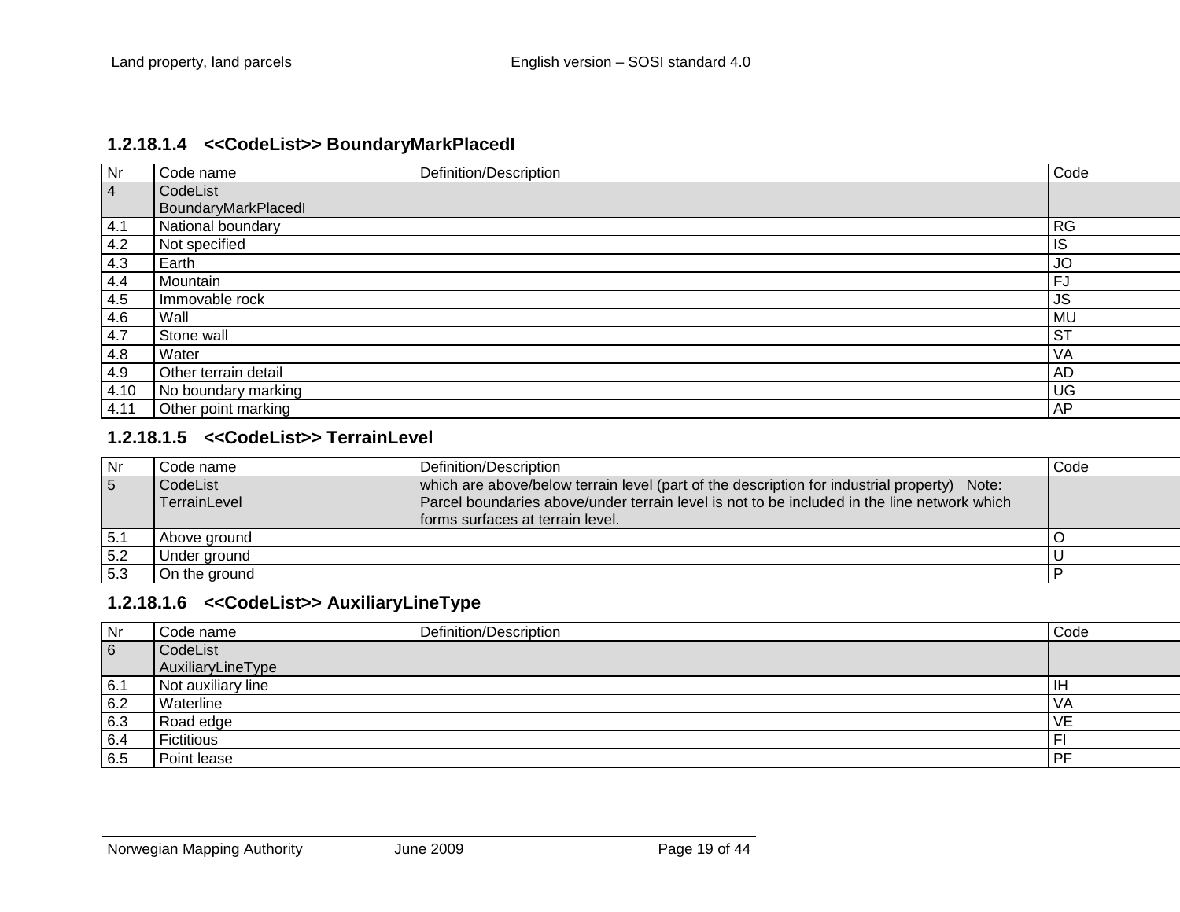#### 1.2.18.1.4 <<CodeList>> BoundaryMarkPlacedI

| Nr | Code name | Definition/Description | Code |
|---|---|---|---|
| 4 | CodeList BoundaryMarkPlacedI | | |
| 4.1 | National boundary | | RG |
| 4.2 | Not specified | | IS |
| 4.3 | Earth | | JO |
| 4.4 | Mountain | | FJ |
| 4.5 | Immovable rock | | JS |
| 4.6 | Wall | | MU |
| 4.7 | Stone wall | | ST |
| 4.8 | Water | | VA |
| 4.9 | Other terrain detail | | AD |
| 4.10 | No boundary marking | | UG |
| 4.11 | Other point marking | | AP |

#### 1.2.18.1.5 <<CodeList>> TerrainLevel

| Nr | Code name | Definition/Description | Code |
|---|---|---|---|
| 5 | CodeList TerrainLevel | which are above/below terrain level (part of the description for industrial property) Note: Parcel boundaries above/under terrain level is not to be included in the line network which forms surfaces at terrain level. | |
| 5.1 | Above ground | | O |
| 5.2 | Under ground | | U |
| 5.3 | On the ground | | P |

#### 1.2.18.1.6 <<CodeList>> AuxiliaryLineType

| Nr | Code name | Definition/Description | Code |
|---|---|---|---|
| 6 | CodeList AuxiliaryLineType | | |
| 6.1 | Not auxiliary line | | IH |
| 6.2 | Waterline | | VA |
| 6.3 | Road edge | | VE |
| 6.4 | Fictitious | | FI |
| 6.5 | Point lease | | PF |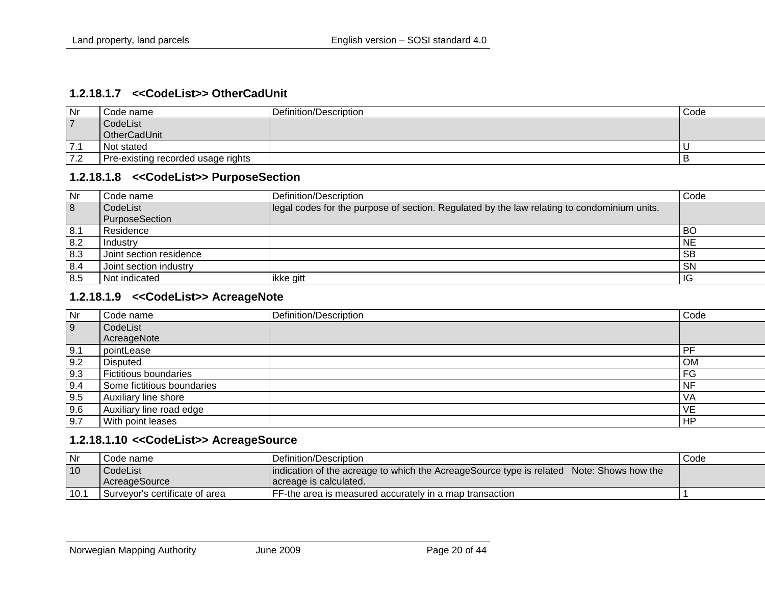#### 1.2.18.1.7 <<CodeList>> OtherCadUnit

| Nr | Code name | Definition/Description | Code |
|---|---|---|---|
| 7 | CodeList OtherCadUnit | | |
| 7.1 | Not stated | | U |
| 7.2 | Pre-existing recorded usage rights | | B |

#### 1.2.18.1.8 <<CodeList>> PurposeSection

| Nr | Code name | Definition/Description | Code |
|---|---|---|---|
| 8 | CodeList PurposeSection | legal codes for the purpose of section. Regulated by the law relating to condominium units. | |
| 8.1 | Residence | | BO |
| 8.2 | Industry | | NE |
| 8.3 | Joint section residence | | SB |
| 8.4 | Joint section industry | | SN |
| 8.5 | Not indicated | ikke gitt | IG |

#### 1.2.18.1.9 <<CodeList>> AcreageNote

| Nr | Code name | Definition/Description | Code |
|---|---|---|---|
| 9 | CodeList AcreageNote | | |
| 9.1 | pointLease | | PF |
| 9.2 | Disputed | | OM |
| 9.3 | Fictitious boundaries | | FG |
| 9.4 | Some fictitious boundaries | | NF |
| 9.5 | Auxiliary line shore | | VA |
| 9.6 | Auxiliary line road edge | | VE |
| 9.7 | With point leases | | HP |

#### 1.2.18.1.10 <<CodeList>> AcreageSource

| Nr | Code name | Definition/Description | Code |
|---|---|---|---|
| 10 | CodeList AcreageSource | indication of the acreage to which the AcreageSource type is related Note: Shows how the acreage is calculated. | |
| 10.1 | Surveyor's certificate of area | FF-the area is measured accurately in a map transaction | 1 |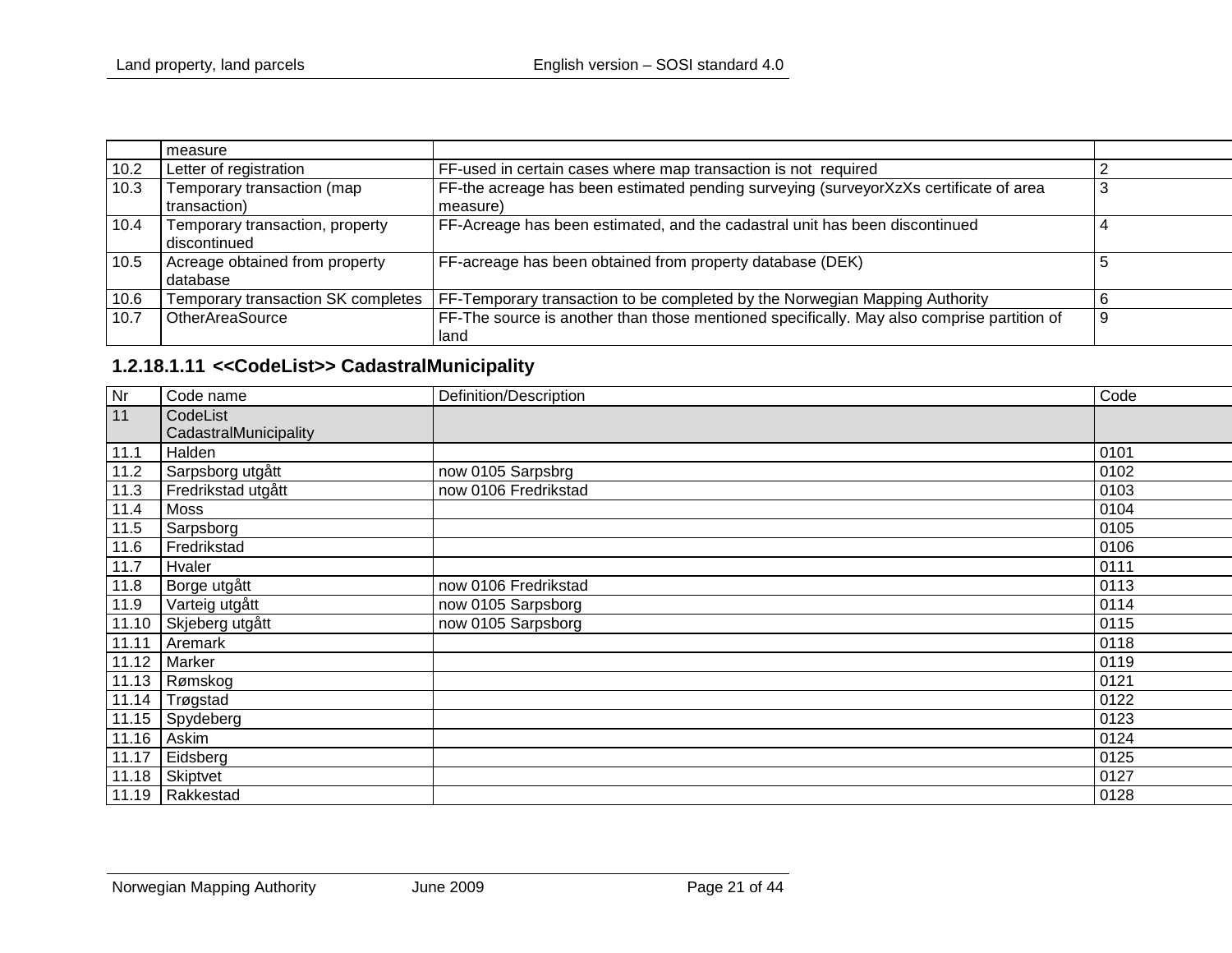| | measure | | |
|---|---|---|---|
| 10.2 | Letter of registration | FF-used in certain cases where map transaction is not required | 2 |
| 10.3 | Temporary transaction (map transaction) | FF-the acreage has been estimated pending surveying (surveyorXzXs certificate of area measure) | 3 |
| 10.4 | Temporary transaction, property discontinued | FF-Acreage has been estimated, and the cadastral unit has been discontinued | 4 |
| 10.5 | Acreage obtained from property database | FF-acreage has been obtained from property database (DEK) | 5 |
| 10.6 | Temporary transaction SK completes | FF-Temporary transaction to be completed by the Norwegian Mapping Authority | 6 |
| 10.7 | OtherAreaSource | FF-The source is another than those mentioned specifically. May also comprise partition of land | 9 |

### 1.2.18.1.11 <<CodeList>> CadastralMunicipality

| Nr | Code name | Definition/Description | Code |
|---|---|---|---|
| 11 | CodeList CadastralMunicipality | | |
| 11.1 | Halden | | 0101 |
| 11.2 | Sarpsborg utgått | now 0105 Sarpsbrg | 0102 |
| 11.3 | Fredrikstad utgått | now 0106 Fredrikstad | 0103 |
| 11.4 | Moss | | 0104 |
| 11.5 | Sarpsborg | | 0105 |
| 11.6 | Fredrikstad | | 0106 |
| 11.7 | Hvaler | | 0111 |
| 11.8 | Borge utgått | now 0106 Fredrikstad | 0113 |
| 11.9 | Varteig utgått | now 0105 Sarpsborg | 0114 |
| 11.10 | Skjeberg utgått | now 0105 Sarpsborg | 0115 |
| 11.11 | Aremark | | 0118 |
| 11.12 | Marker | | 0119 |
| 11.13 | Rømskog | | 0121 |
| 11.14 | Trøgstad | | 0122 |
| 11.15 | Spydeberg | | 0123 |
| 11.16 | Askim | | 0124 |
| 11.17 | Eidsberg | | 0125 |
| 11.18 | Skiptvet | | 0127 |
| 11.19 | Rakkestad | | 0128 |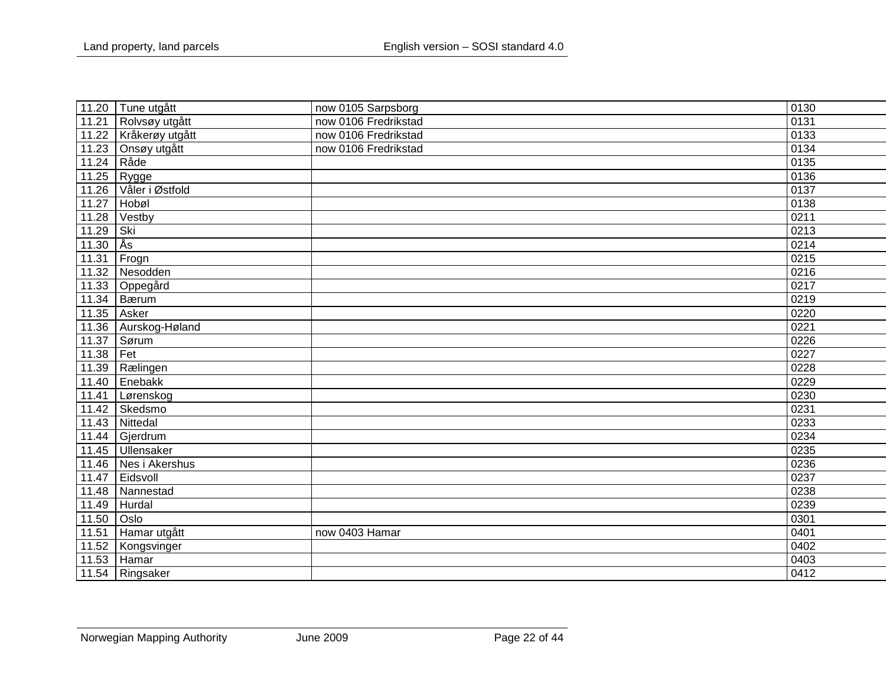| | | | |
|---|---|---|---|
| 11.20 | Tune utgått | now 0105 Sarpsborg | 0130 |
| 11.21 | Rolvsøy utgått | now 0106 Fredrikstad | 0131 |
| 11.22 | Kråkerøy utgått | now 0106 Fredrikstad | 0133 |
| 11.23 | Onsøy utgått | now 0106 Fredrikstad | 0134 |
| 11.24 | Råde | | 0135 |
| 11.25 | Rygge | | 0136 |
| 11.26 | Våler i Østfold | | 0137 |
| 11.27 | Hobøl | | 0138 |
| 11.28 | Vestby | | 0211 |
| 11.29 | Ski | | 0213 |
| 11.30 | Ås | | 0214 |
| 11.31 | Frogn | | 0215 |
| 11.32 | Nesodden | | 0216 |
| 11.33 | Oppegård | | 0217 |
| 11.34 | Bærum | | 0219 |
| 11.35 | Asker | | 0220 |
| 11.36 | Aurskog-Høland | | 0221 |
| 11.37 | Sørum | | 0226 |
| 11.38 | Fet | | 0227 |
| 11.39 | Rælingen | | 0228 |
| 11.40 | Enebakk | | 0229 |
| 11.41 | Lørenskog | | 0230 |
| 11.42 | Skedsmo | | 0231 |
| 11.43 | Nittedal | | 0233 |
| 11.44 | Gjerdrum | | 0234 |
| 11.45 | Ullensaker | | 0235 |
| 11.46 | Nes i Akershus | | 0236 |
| 11.47 | Eidsvoll | | 0237 |
| 11.48 | Nannestad | | 0238 |
| 11.49 | Hurdal | | 0239 |
| 11.50 | Oslo | | 0301 |
| 11.51 | Hamar utgått | now 0403 Hamar | 0401 |
| 11.52 | Kongsvinger | | 0402 |
| 11.53 | Hamar | | 0403 |
| 11.54 | Ringsaker | | 0412 |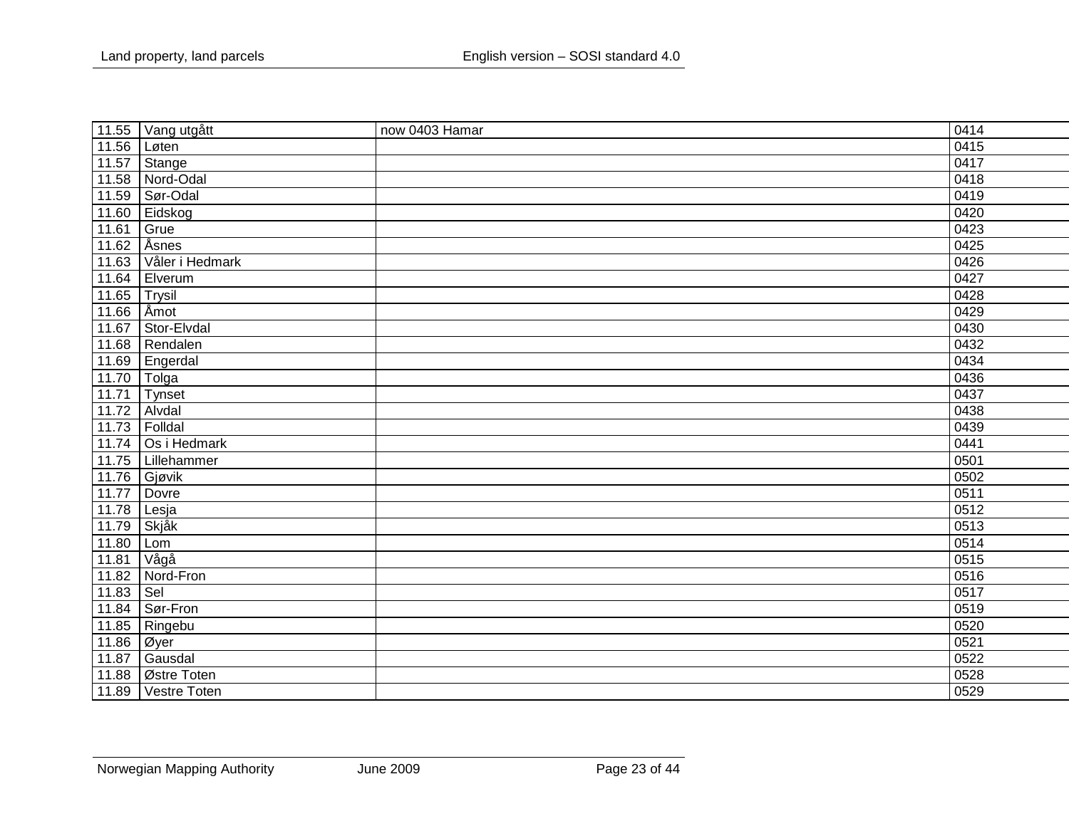| | | | |
|---|---|---|---|
| 11.55 | Vang utgått | now 0403 Hamar | 0414 |
| 11.56 | Løten | | 0415 |
| 11.57 | Stange | | 0417 |
| 11.58 | Nord-Odal | | 0418 |
| 11.59 | Sør-Odal | | 0419 |
| 11.60 | Eidskog | | 0420 |
| 11.61 | Grue | | 0423 |
| 11.62 | Åsnes | | 0425 |
| 11.63 | Våler i Hedmark | | 0426 |
| 11.64 | Elverum | | 0427 |
| 11.65 | Trysil | | 0428 |
| 11.66 | Åmot | | 0429 |
| 11.67 | Stor-Elvdal | | 0430 |
| 11.68 | Rendalen | | 0432 |
| 11.69 | Engerdal | | 0434 |
| 11.70 | Tolga | | 0436 |
| 11.71 | Tynset | | 0437 |
| 11.72 | Alvdal | | 0438 |
| 11.73 | Folldal | | 0439 |
| 11.74 | Os i Hedmark | | 0441 |
| 11.75 | Lillehammer | | 0501 |
| 11.76 | Gjøvik | | 0502 |
| 11.77 | Dovre | | 0511 |
| 11.78 | Lesja | | 0512 |
| 11.79 | Skjåk | | 0513 |
| 11.80 | Lom | | 0514 |
| 11.81 | Vågå | | 0515 |
| 11.82 | Nord-Fron | | 0516 |
| 11.83 | Sel | | 0517 |
| 11.84 | Sør-Fron | | 0519 |
| 11.85 | Ringebu | | 0520 |
| 11.86 | Øyer | | 0521 |
| 11.87 | Gausdal | | 0522 |
| 11.88 | Østre Toten | | 0528 |
| 11.89 | Vestre Toten | | 0529 |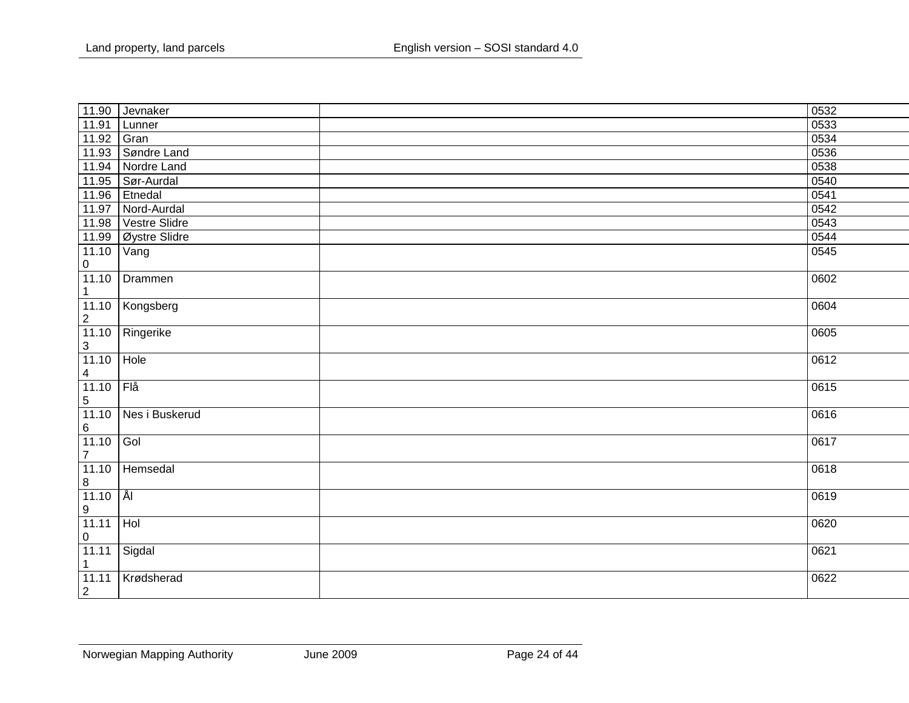| | | | |
|---|---|---|---|
| 11.90 | Jevnaker | | 0532 |
| 11.91 | Lunner | | 0533 |
| 11.92 | Gran | | 0534 |
| 11.93 | Søndre Land | | 0536 |
| 11.94 | Nordre Land | | 0538 |
| 11.95 | Sør-Aurdal | | 0540 |
| 11.96 | Etnedal | | 0541 |
| 11.97 | Nord-Aurdal | | 0542 |
| 11.98 | Vestre Slidre | | 0543 |
| 11.99 | Øystre Slidre | | 0544 |
| 11.100 | Vang | | 0545 |
| 11.101 | Drammen | | 0602 |
| 11.102 | Kongsberg | | 0604 |
| 11.103 | Ringerike | | 0605 |
| 11.104 | Hole | | 0612 |
| 11.105 | Flå | | 0615 |
| 11.106 | Nes i Buskerud | | 0616 |
| 11.107 | Gol | | 0617 |
| 11.108 | Hemsedal | | 0618 |
| 11.109 | Ål | | 0619 |
| 11.110 | Hol | | 0620 |
| 11.111 | Sigdal | | 0621 |
| 11.112 | Krødsherad | | 0622 |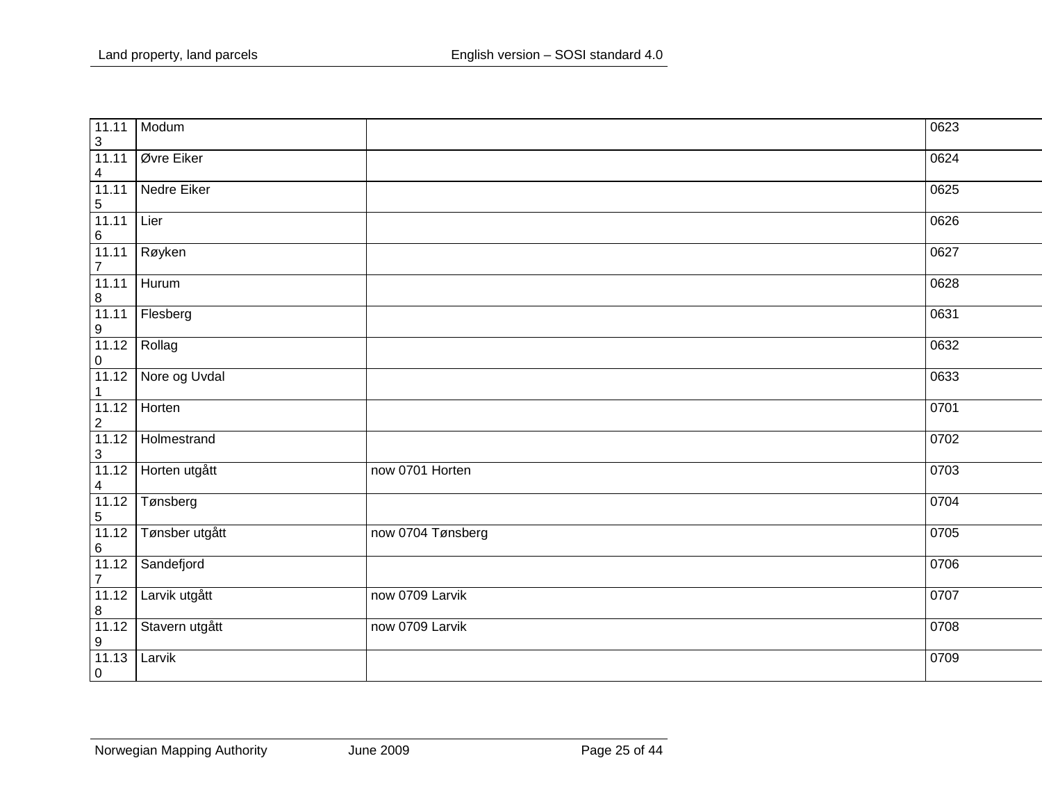| | | | |
|---|---|---|---|
| 11.113 | Modum | | 0623 |
| 11.114 | Øvre Eiker | | 0624 |
| 11.115 | Nedre Eiker | | 0625 |
| 11.116 | Lier | | 0626 |
| 11.117 | Røyken | | 0627 |
| 11.118 | Hurum | | 0628 |
| 11.119 | Flesberg | | 0631 |
| 11.120 | Rollag | | 0632 |
| 11.121 | Nore og Uvdal | | 0633 |
| 11.122 | Horten | | 0701 |
| 11.123 | Holmestrand | | 0702 |
| 11.124 | Horten utgått | now 0701 Horten | 0703 |
| 11.125 | Tønsberg | | 0704 |
| 11.126 | Tønsber utgått | now 0704 Tønsberg | 0705 |
| 11.127 | Sandefjord | | 0706 |
| 11.128 | Larvik utgått | now 0709 Larvik | 0707 |
| 11.129 | Stavern utgått | now 0709 Larvik | 0708 |
| 11.130 | Larvik | | 0709 |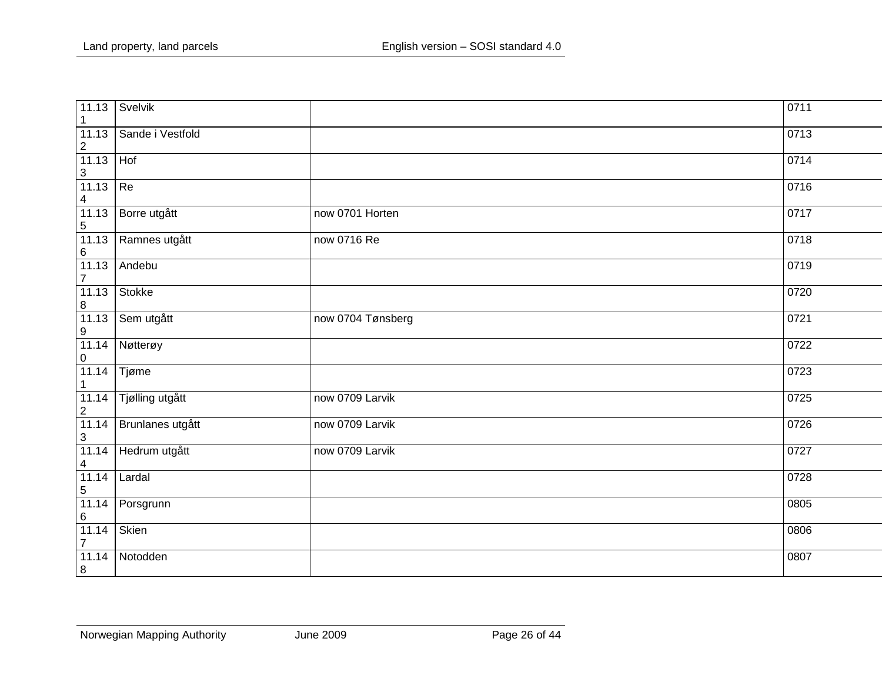| | | | |
|---|---|---|---|
| 11.131 | Svelvik | | 0711 |
| 11.132 | Sande i Vestfold | | 0713 |
| 11.133 | Hof | | 0714 |
| 11.134 | Re | | 0716 |
| 11.135 | Borre utgått | now 0701 Horten | 0717 |
| 11.136 | Ramnes utgått | now 0716 Re | 0718 |
| 11.137 | Andebu | | 0719 |
| 11.138 | Stokke | | 0720 |
| 11.139 | Sem utgått | now 0704 Tønsberg | 0721 |
| 11.140 | Nøtterøy | | 0722 |
| 11.141 | Tjøme | | 0723 |
| 11.142 | Tjølling utgått | now 0709 Larvik | 0725 |
| 11.143 | Brunlanes utgått | now 0709 Larvik | 0726 |
| 11.144 | Hedrum utgått | now 0709 Larvik | 0727 |
| 11.145 | Lardal | | 0728 |
| 11.146 | Porsgrunn | | 0805 |
| 11.147 | Skien | | 0806 |
| 11.148 | Notodden | | 0807 |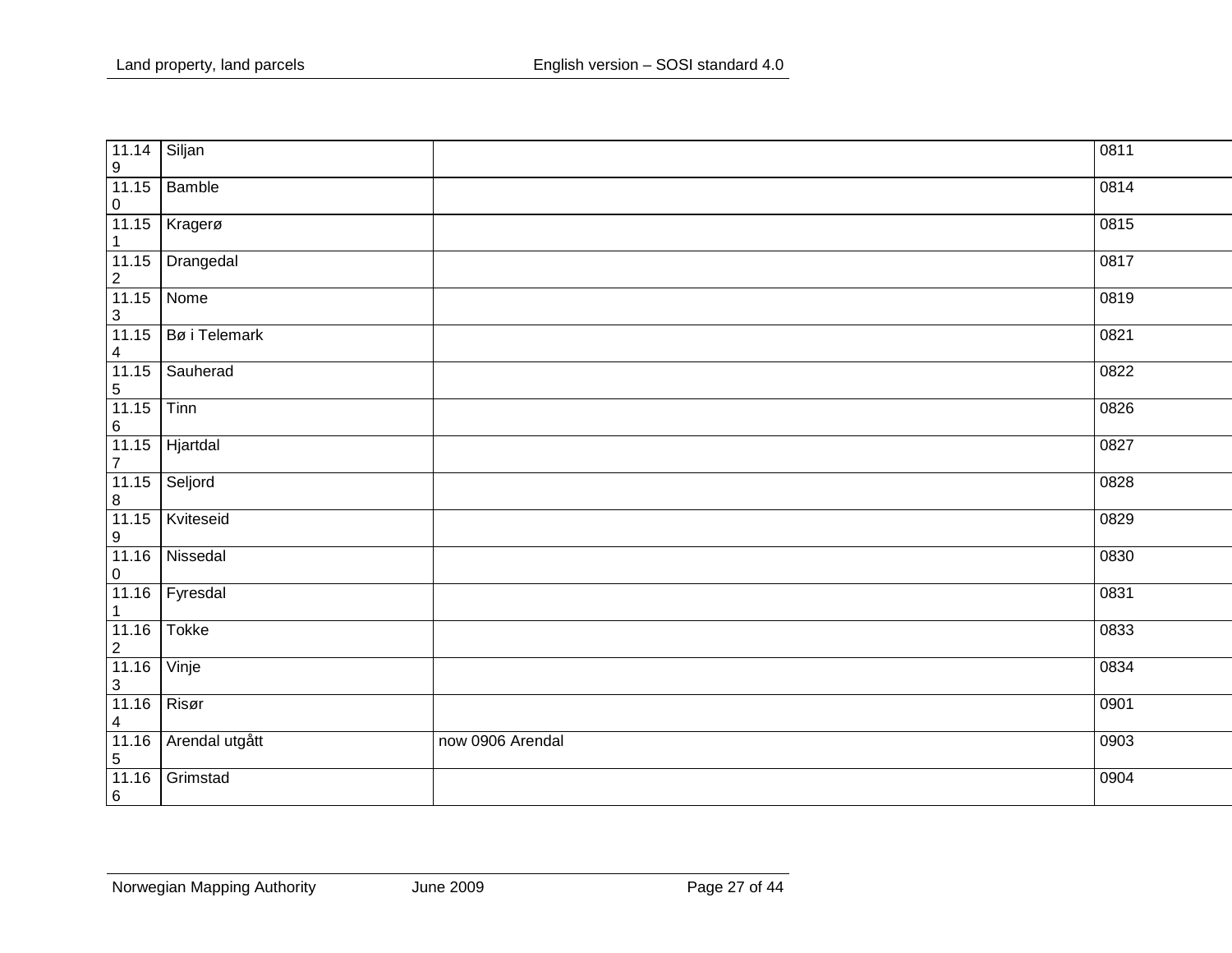| | | | |
|---|---|---|---|
| 11.149 | Siljan | | 0811 |
| 11.150 | Bamble | | 0814 |
| 11.151 | Kragerø | | 0815 |
| 11.152 | Drangedal | | 0817 |
| 11.153 | Nome | | 0819 |
| 11.154 | Bø i Telemark | | 0821 |
| 11.155 | Sauherad | | 0822 |
| 11.156 | Tinn | | 0826 |
| 11.157 | Hjartdal | | 0827 |
| 11.158 | Seljord | | 0828 |
| 11.159 | Kviteseid | | 0829 |
| 11.160 | Nissedal | | 0830 |
| 11.161 | Fyresdal | | 0831 |
| 11.162 | Tokke | | 0833 |
| 11.163 | Vinje | | 0834 |
| 11.164 | Risør | | 0901 |
| 11.165 | Arendal utgått | now 0906 Arendal | 0903 |
| 11.166 | Grimstad | | 0904 |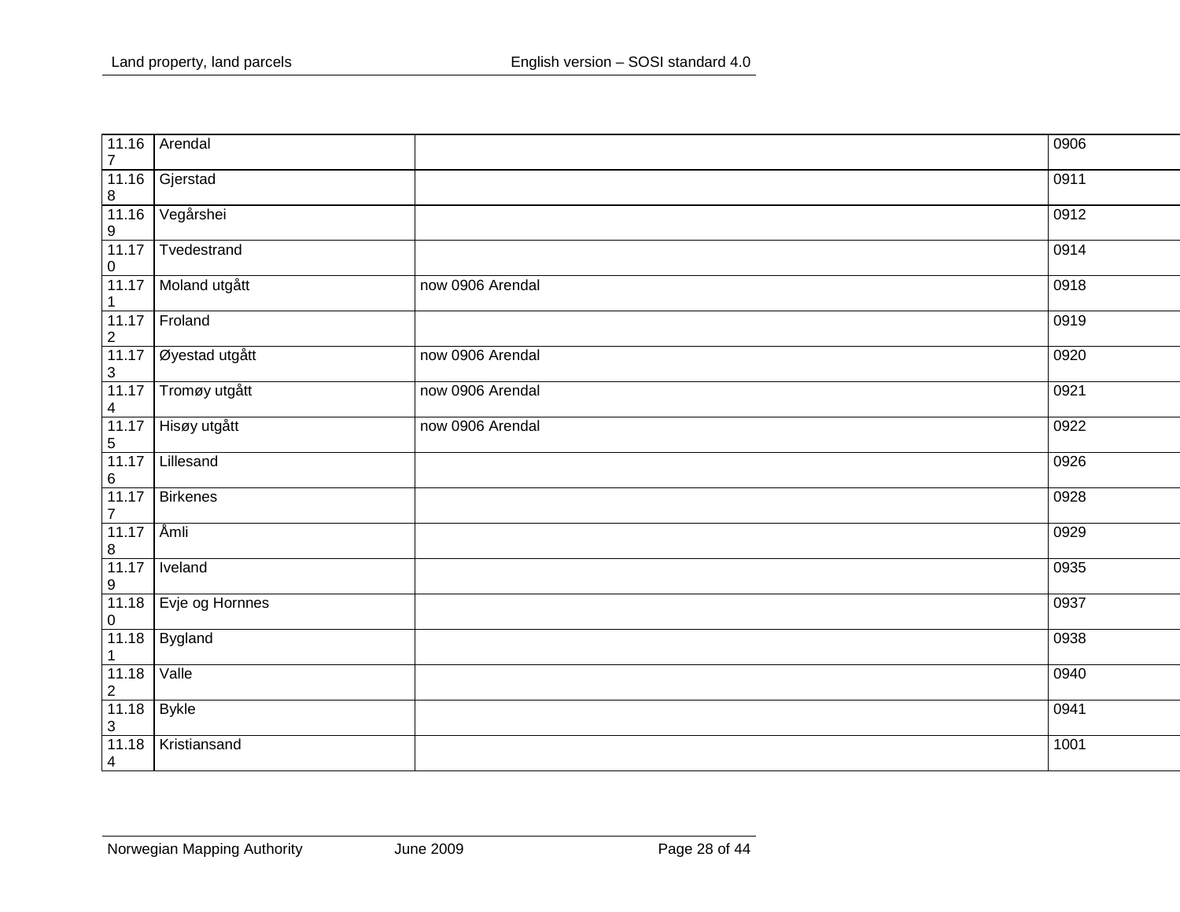| | | | |
|---|---|---|---|
| 11.167 | Arendal | | 0906 |
| 11.168 | Gjerstad | | 0911 |
| 11.169 | Vegårshei | | 0912 |
| 11.170 | Tvedestrand | | 0914 |
| 11.171 | Moland utgått | now 0906 Arendal | 0918 |
| 11.172 | Froland | | 0919 |
| 11.173 | Øyestad utgått | now 0906 Arendal | 0920 |
| 11.174 | Tromøy utgått | now 0906 Arendal | 0921 |
| 11.175 | Hisøy utgått | now 0906 Arendal | 0922 |
| 11.176 | Lillesand | | 0926 |
| 11.177 | Birkenes | | 0928 |
| 11.178 | Åmli | | 0929 |
| 11.179 | Iveland | | 0935 |
| 11.180 | Evje og Hornnes | | 0937 |
| 11.181 | Bygland | | 0938 |
| 11.182 | Valle | | 0940 |
| 11.183 | Bykle | | 0941 |
| 11.184 | Kristiansand | | 1001 |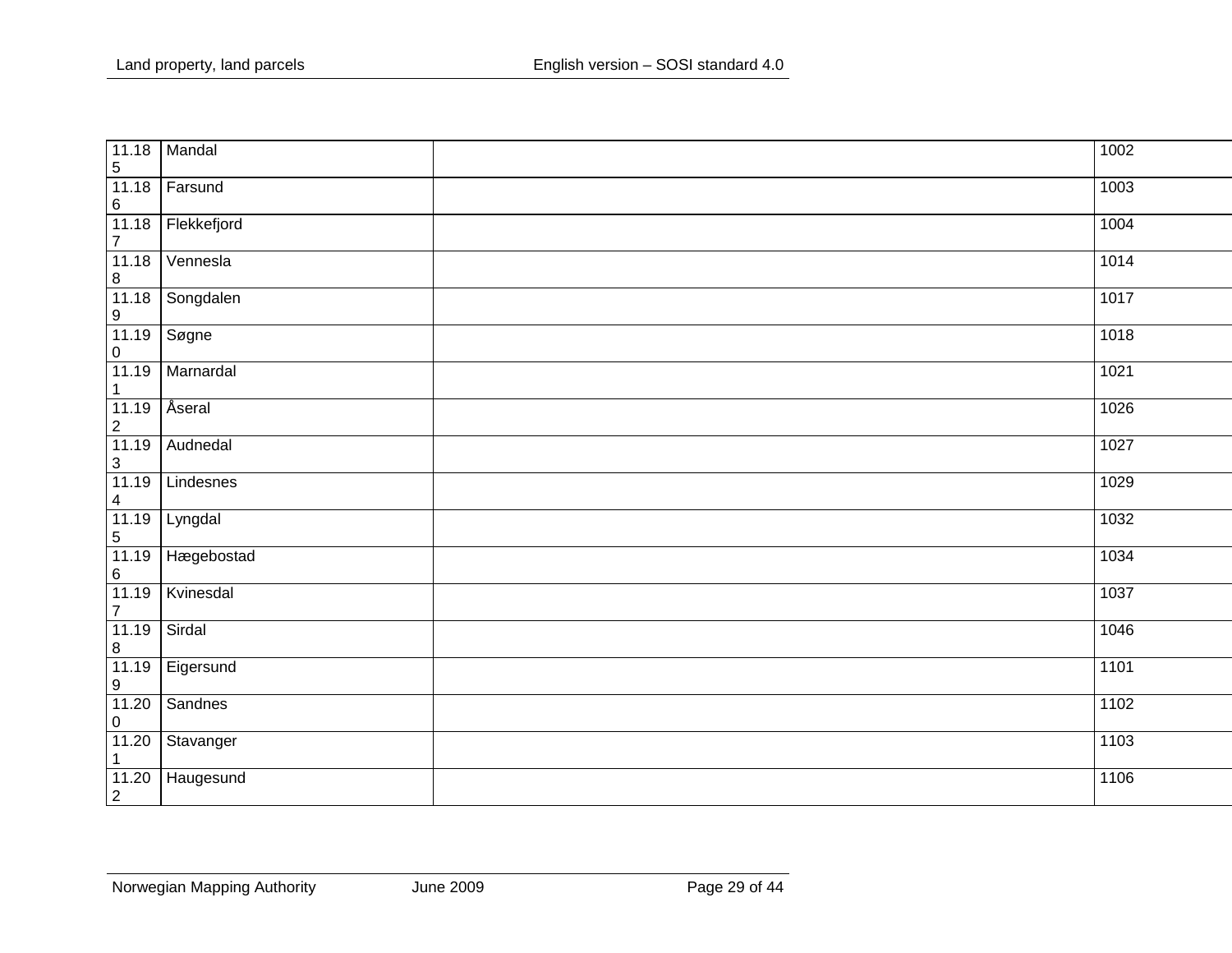| | | | |
|---|---|---|---|
| 11.185 | Mandal | | 1002 |
| 11.186 | Farsund | | 1003 |
| 11.187 | Flekkefjord | | 1004 |
| 11.188 | Vennesla | | 1014 |
| 11.189 | Songdalen | | 1017 |
| 11.190 | Søgne | | 1018 |
| 11.191 | Marnardal | | 1021 |
| 11.192 | Åseral | | 1026 |
| 11.193 | Audnedal | | 1027 |
| 11.194 | Lindesnes | | 1029 |
| 11.195 | Lyngdal | | 1032 |
| 11.196 | Hægebostad | | 1034 |
| 11.197 | Kvinesdal | | 1037 |
| 11.198 | Sirdal | | 1046 |
| 11.199 | Eigersund | | 1101 |
| 11.200 | Sandnes | | 1102 |
| 11.201 | Stavanger | | 1103 |
| 11.202 | Haugesund | | 1106 |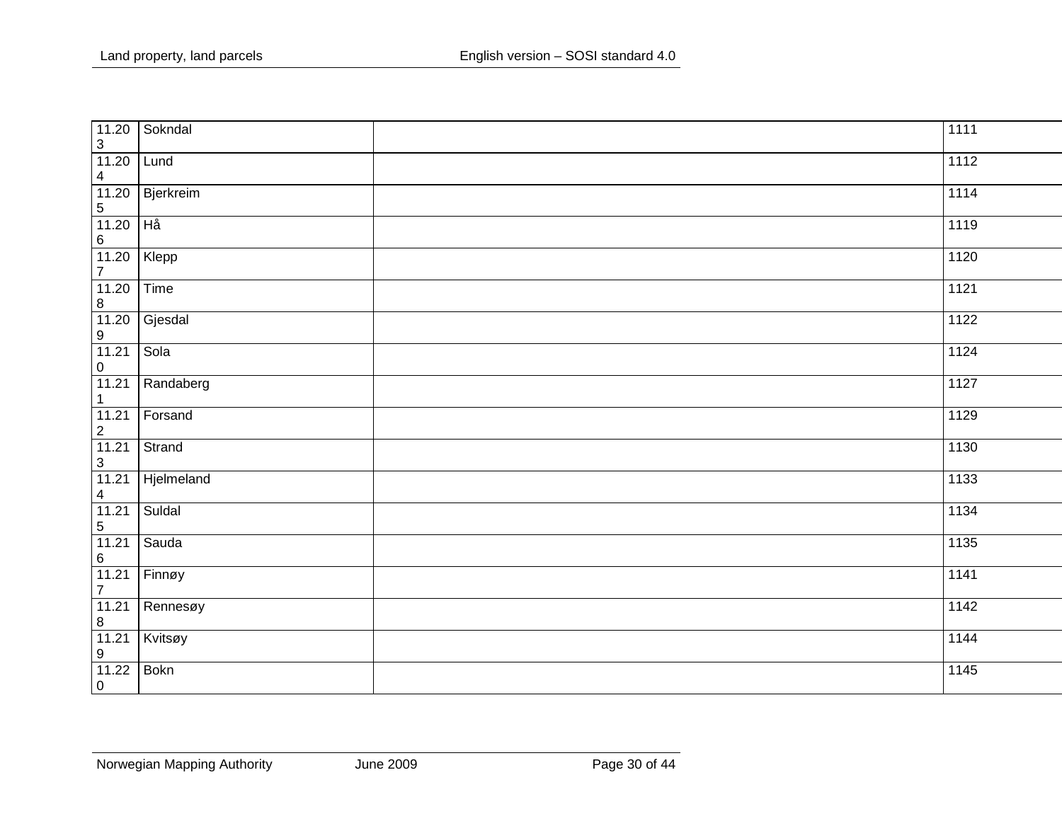| | | | |
|---|---|---|---|
| 11.203 | Sokndal | | 1111 |
| 11.204 | Lund | | 1112 |
| 11.205 | Bjerkreim | | 1114 |
| 11.206 | Hå | | 1119 |
| 11.207 | Klepp | | 1120 |
| 11.208 | Time | | 1121 |
| 11.209 | Gjesdal | | 1122 |
| 11.210 | Sola | | 1124 |
| 11.211 | Randaberg | | 1127 |
| 11.212 | Forsand | | 1129 |
| 11.213 | Strand | | 1130 |
| 11.214 | Hjelmeland | | 1133 |
| 11.215 | Suldal | | 1134 |
| 11.216 | Sauda | | 1135 |
| 11.217 | Finnøy | | 1141 |
| 11.218 | Rennesøy | | 1142 |
| 11.219 | Kvitsøy | | 1144 |
| 11.220 | Bokn | | 1145 |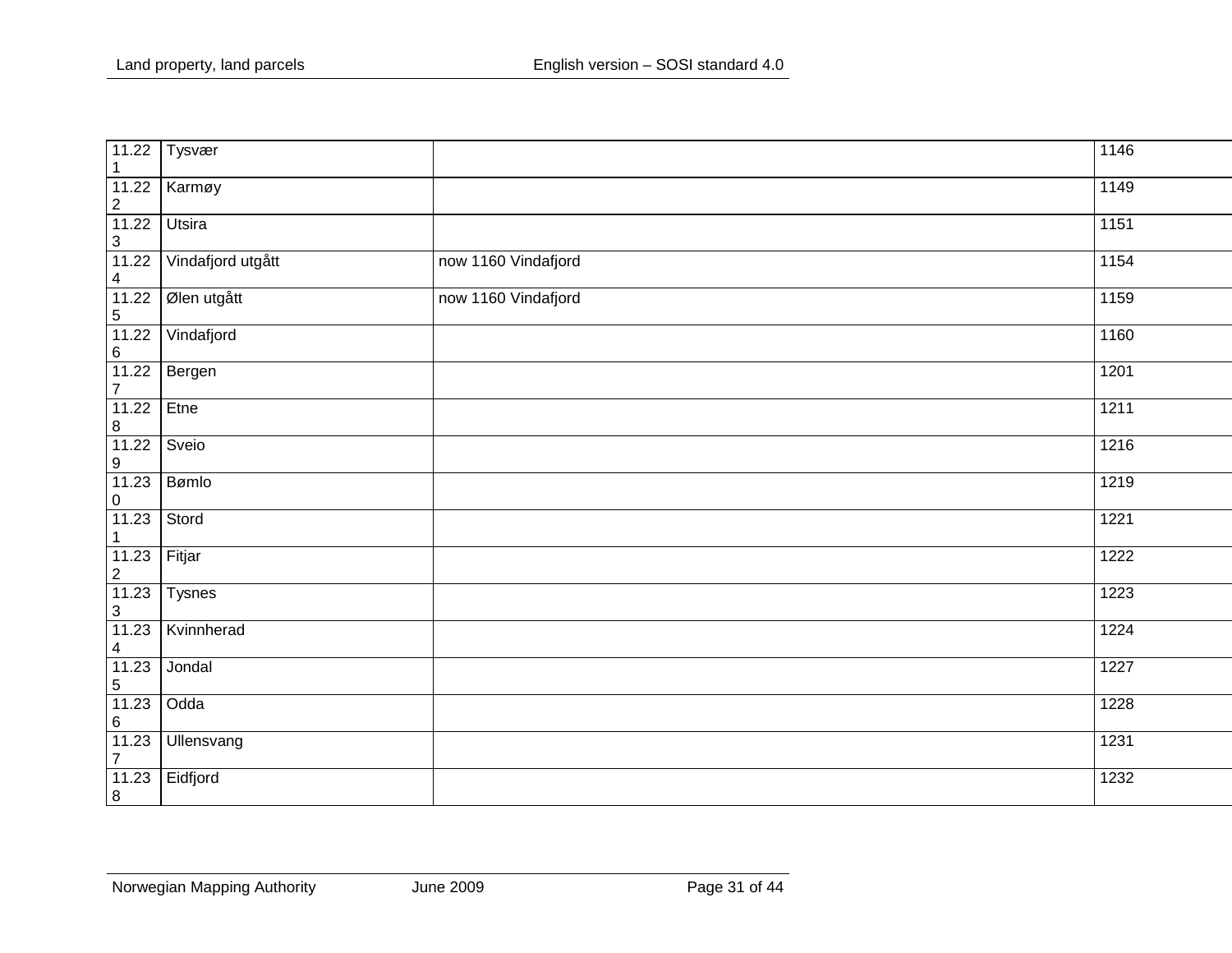| | | | |
|---|---|---|---|
| 11.221 | Tysvær | | 1146 |
| 11.222 | Karmøy | | 1149 |
| 11.223 | Utsira | | 1151 |
| 11.224 | Vindafjord utgått | now 1160 Vindafjord | 1154 |
| 11.225 | Ølen utgått | now 1160 Vindafjord | 1159 |
| 11.226 | Vindafjord | | 1160 |
| 11.227 | Bergen | | 1201 |
| 11.228 | Etne | | 1211 |
| 11.229 | Sveio | | 1216 |
| 11.230 | Bømlo | | 1219 |
| 11.231 | Stord | | 1221 |
| 11.232 | Fitjar | | 1222 |
| 11.233 | Tysnes | | 1223 |
| 11.234 | Kvinnherad | | 1224 |
| 11.235 | Jondal | | 1227 |
| 11.236 | Odda | | 1228 |
| 11.237 | Ullensvang | | 1231 |
| 11.238 | Eidfjord | | 1232 |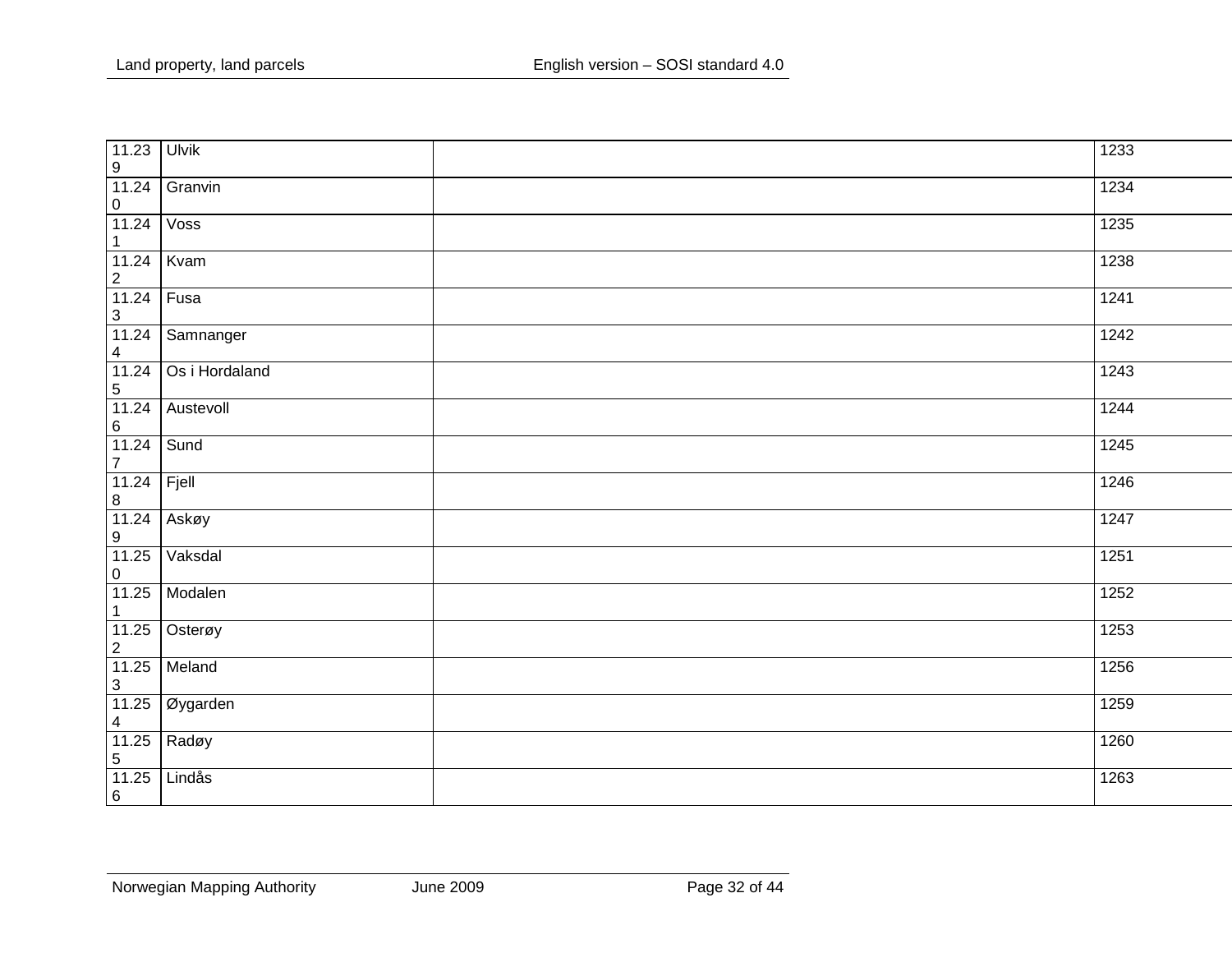| | | | |
|---|---|---|---|
| 11.239 | Ulvik | | 1233 |
| 11.240 | Granvin | | 1234 |
| 11.241 | Voss | | 1235 |
| 11.242 | Kvam | | 1238 |
| 11.243 | Fusa | | 1241 |
| 11.244 | Samnanger | | 1242 |
| 11.245 | Os i Hordaland | | 1243 |
| 11.246 | Austevoll | | 1244 |
| 11.247 | Sund | | 1245 |
| 11.248 | Fjell | | 1246 |
| 11.249 | Askøy | | 1247 |
| 11.250 | Vaksdal | | 1251 |
| 11.251 | Modalen | | 1252 |
| 11.252 | Osterøy | | 1253 |
| 11.253 | Meland | | 1256 |
| 11.254 | Øygarden | | 1259 |
| 11.255 | Radøy | | 1260 |
| 11.256 | Lindås | | 1263 |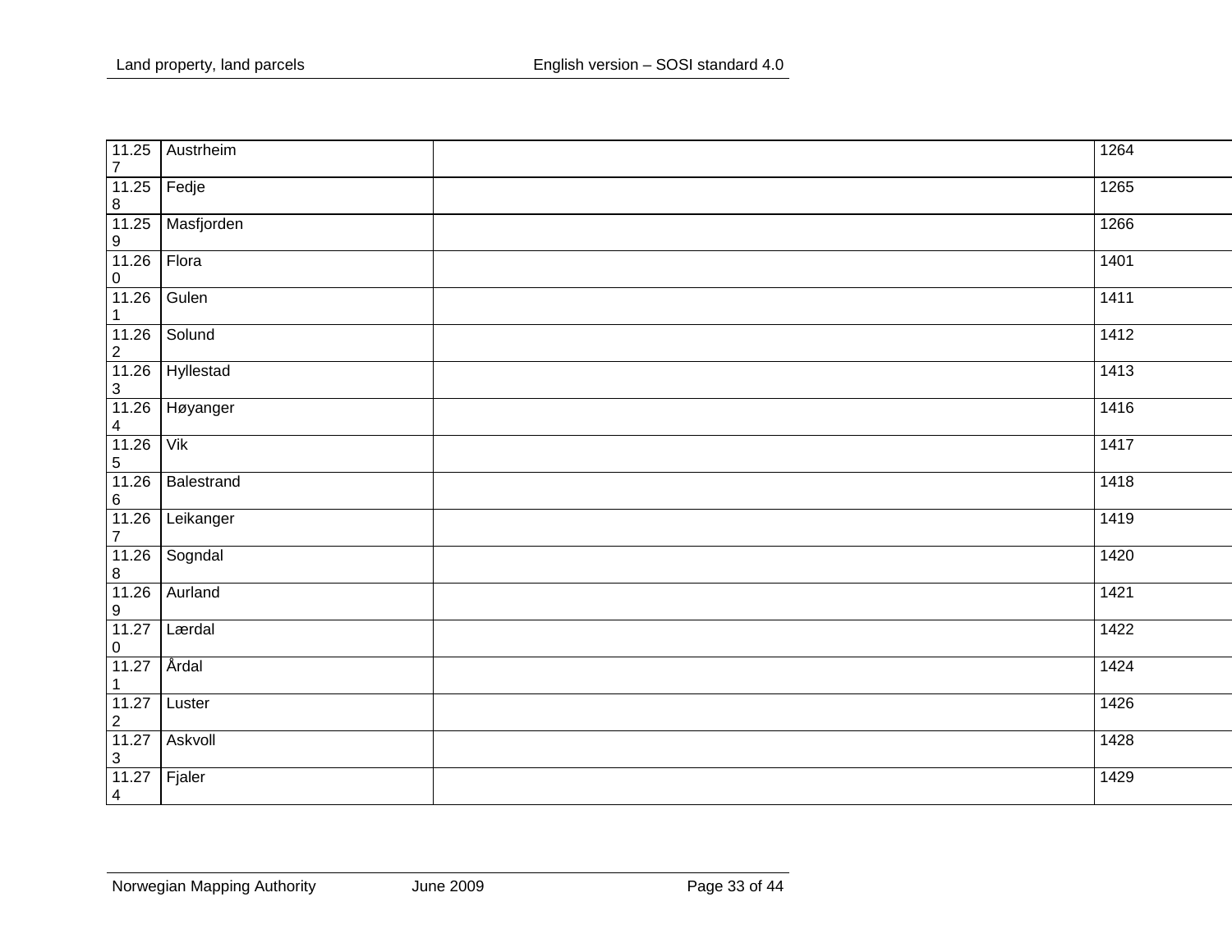| | | | |
|---|---|---|---|
| 11.257 | Austrheim | | 1264 |
| 11.258 | Fedje | | 1265 |
| 11.259 | Masfjorden | | 1266 |
| 11.260 | Flora | | 1401 |
| 11.261 | Gulen | | 1411 |
| 11.262 | Solund | | 1412 |
| 11.263 | Hyllestad | | 1413 |
| 11.264 | Høyanger | | 1416 |
| 11.265 | Vik | | 1417 |
| 11.266 | Balestrand | | 1418 |
| 11.267 | Leikanger | | 1419 |
| 11.268 | Sogndal | | 1420 |
| 11.269 | Aurland | | 1421 |
| 11.270 | Lærdal | | 1422 |
| 11.271 | Årdal | | 1424 |
| 11.272 | Luster | | 1426 |
| 11.273 | Askvoll | | 1428 |
| 11.274 | Fjaler | | 1429 |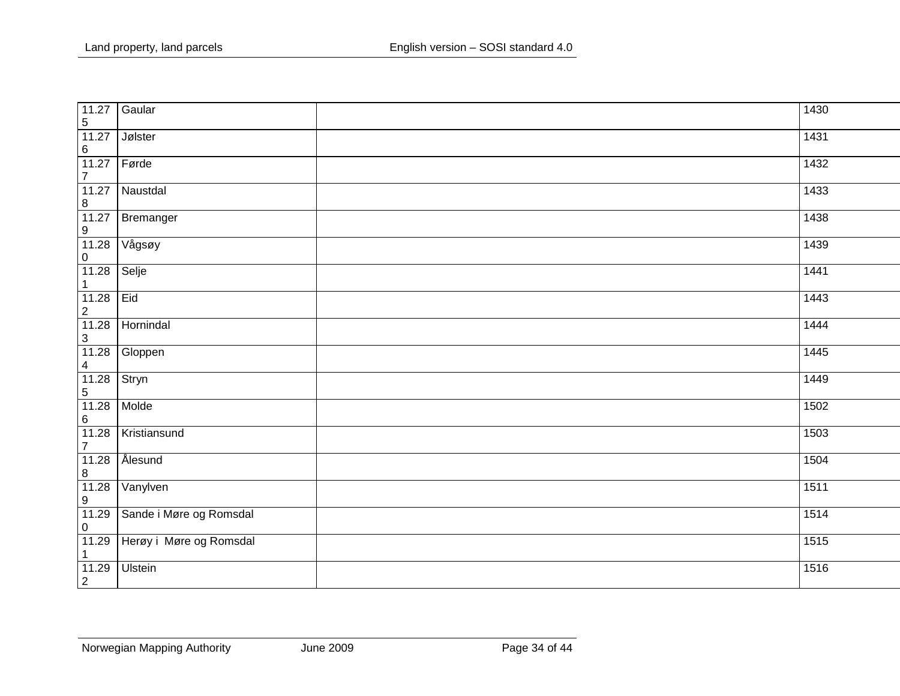| 11.275 | Gaular | | 1430 |
|---|---|---|---|
| 11.276 | Jølster | | 1431 |
| 11.277 | Førde | | 1432 |
| 11.278 | Naustdal | | 1433 |
| 11.279 | Bremanger | | 1438 |
| 11.280 | Vågsøy | | 1439 |
| 11.281 | Selje | | 1441 |
| 11.282 | Eid | | 1443 |
| 11.283 | Hornindal | | 1444 |
| 11.284 | Gloppen | | 1445 |
| 11.285 | Stryn | | 1449 |
| 11.286 | Molde | | 1502 |
| 11.287 | Kristiansund | | 1503 |
| 11.288 | Ålesund | | 1504 |
| 11.289 | Vanylven | | 1511 |
| 11.290 | Sande i Møre og Romsdal | | 1514 |
| 11.291 | Herøy i Møre og Romsdal | | 1515 |
| 11.292 | Ulstein | | 1516 |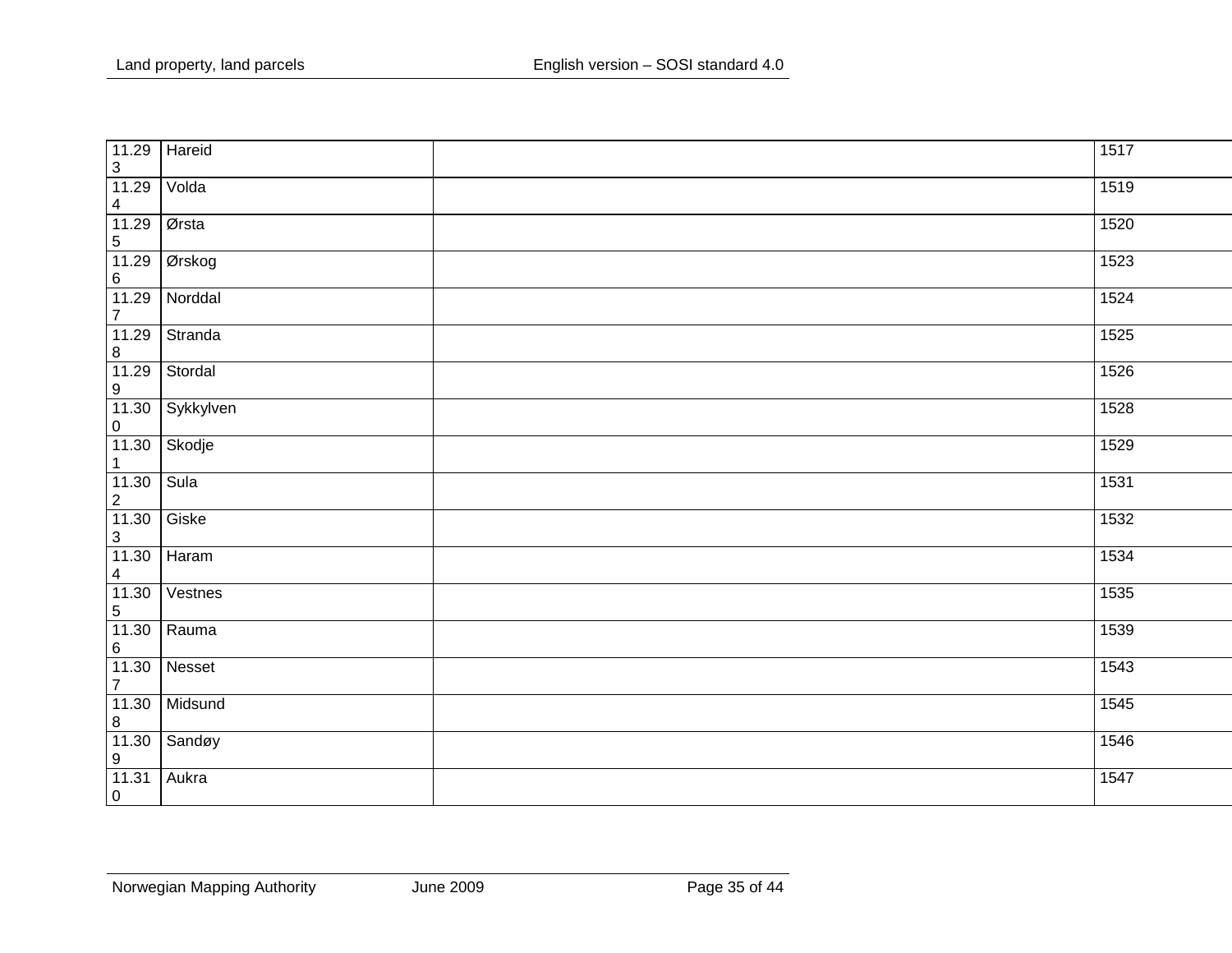| | | | |
|---|---|---|---|
| 11.293 | Hareid | | 1517 |
| 11.294 | Volda | | 1519 |
| 11.295 | Ørsta | | 1520 |
| 11.296 | Ørskog | | 1523 |
| 11.297 | Norddal | | 1524 |
| 11.298 | Stranda | | 1525 |
| 11.299 | Stordal | | 1526 |
| 11.300 | Sykkylven | | 1528 |
| 11.301 | Skodje | | 1529 |
| 11.302 | Sula | | 1531 |
| 11.303 | Giske | | 1532 |
| 11.304 | Haram | | 1534 |
| 11.305 | Vestnes | | 1535 |
| 11.306 | Rauma | | 1539 |
| 11.307 | Nesset | | 1543 |
| 11.308 | Midsund | | 1545 |
| 11.309 | Sandøy | | 1546 |
| 11.310 | Aukra | | 1547 |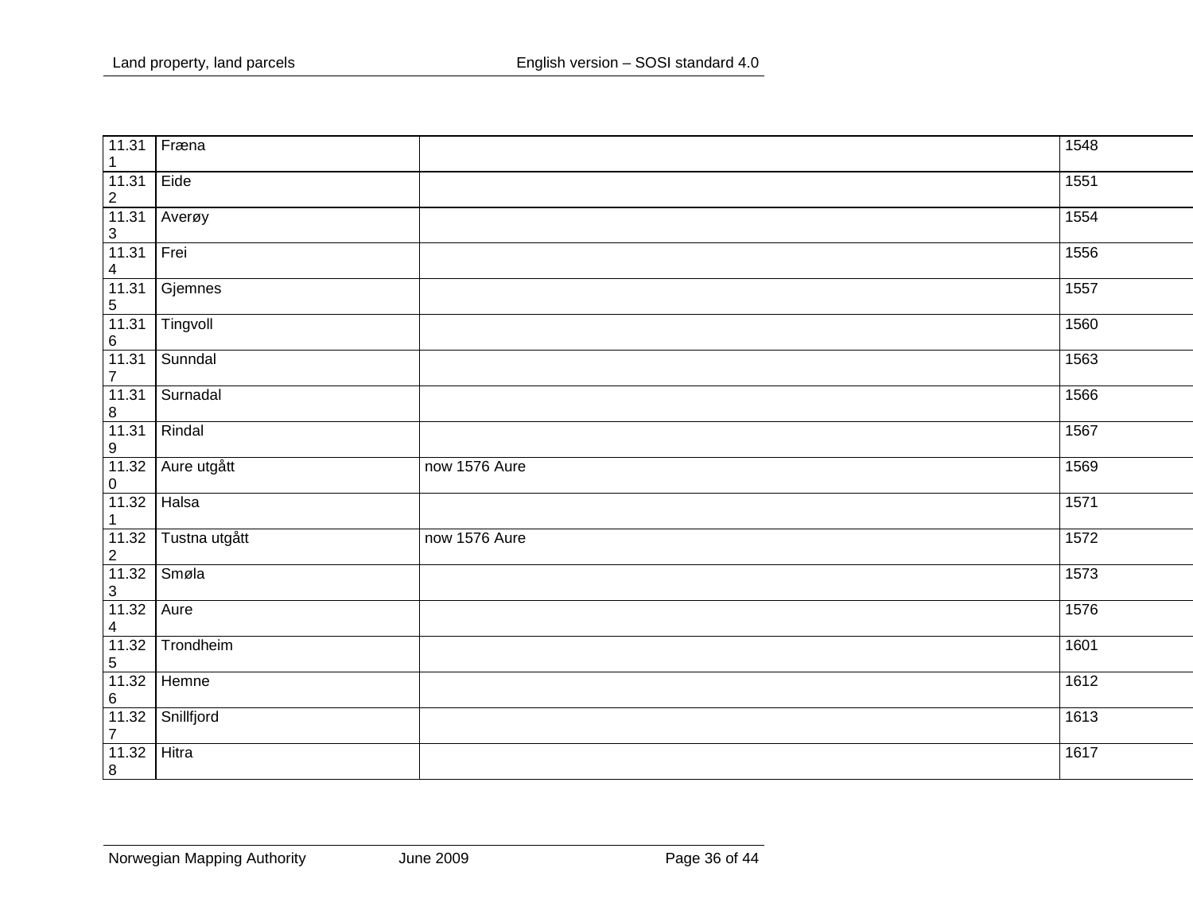| 11.311 | Fræna | | 1548 |
|---|---|---|---|
| 11.312 | Eide | | 1551 |
| 11.313 | Averøy | | 1554 |
| 11.314 | Frei | | 1556 |
| 11.315 | Gjemnes | | 1557 |
| 11.316 | Tingvoll | | 1560 |
| 11.317 | Sunndal | | 1563 |
| 11.318 | Surnadal | | 1566 |
| 11.319 | Rindal | | 1567 |
| 11.320 | Aure utgått | now 1576 Aure | 1569 |
| 11.321 | Halsa | | 1571 |
| 11.322 | Tustna utgått | now 1576 Aure | 1572 |
| 11.323 | Smøla | | 1573 |
| 11.324 | Aure | | 1576 |
| 11.325 | Trondheim | | 1601 |
| 11.326 | Hemne | | 1612 |
| 11.327 | Snillfjord | | 1613 |
| 11.328 | Hitra | | 1617 |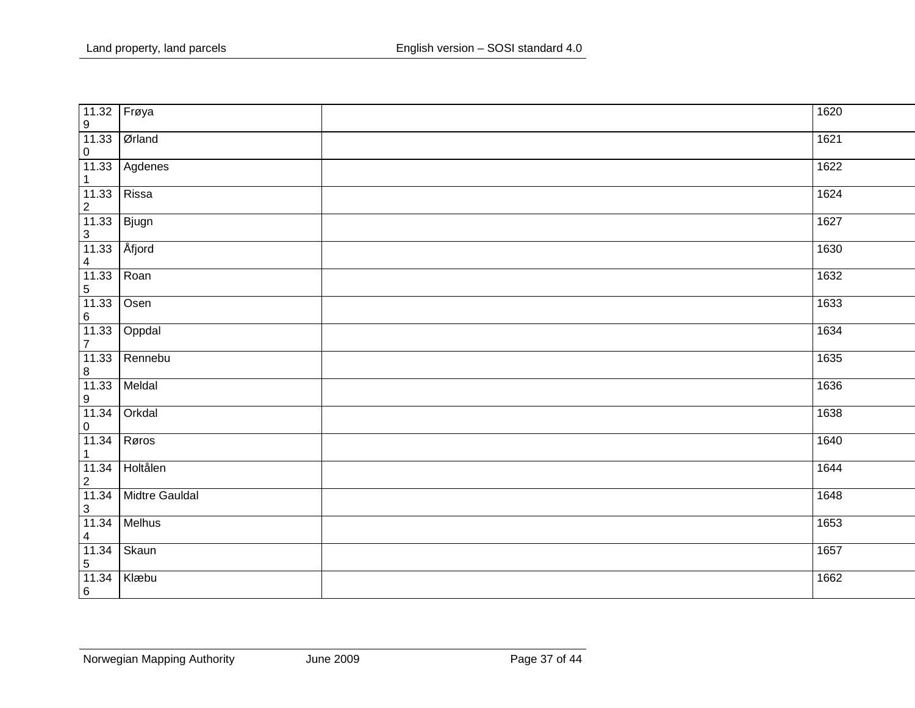| | | | |
|---|---|---|---|
| 11.329 | Frøya | | 1620 |
| 11.330 | Ørland | | 1621 |
| 11.331 | Agdenes | | 1622 |
| 11.332 | Rissa | | 1624 |
| 11.333 | Bjugn | | 1627 |
| 11.334 | Åfjord | | 1630 |
| 11.335 | Roan | | 1632 |
| 11.336 | Osen | | 1633 |
| 11.337 | Oppdal | | 1634 |
| 11.338 | Rennebu | | 1635 |
| 11.339 | Meldal | | 1636 |
| 11.340 | Orkdal | | 1638 |
| 11.341 | Røros | | 1640 |
| 11.342 | Holtålen | | 1644 |
| 11.343 | Midtre Gauldal | | 1648 |
| 11.344 | Melhus | | 1653 |
| 11.345 | Skaun | | 1657 |
| 11.346 | Klæbu | | 1662 |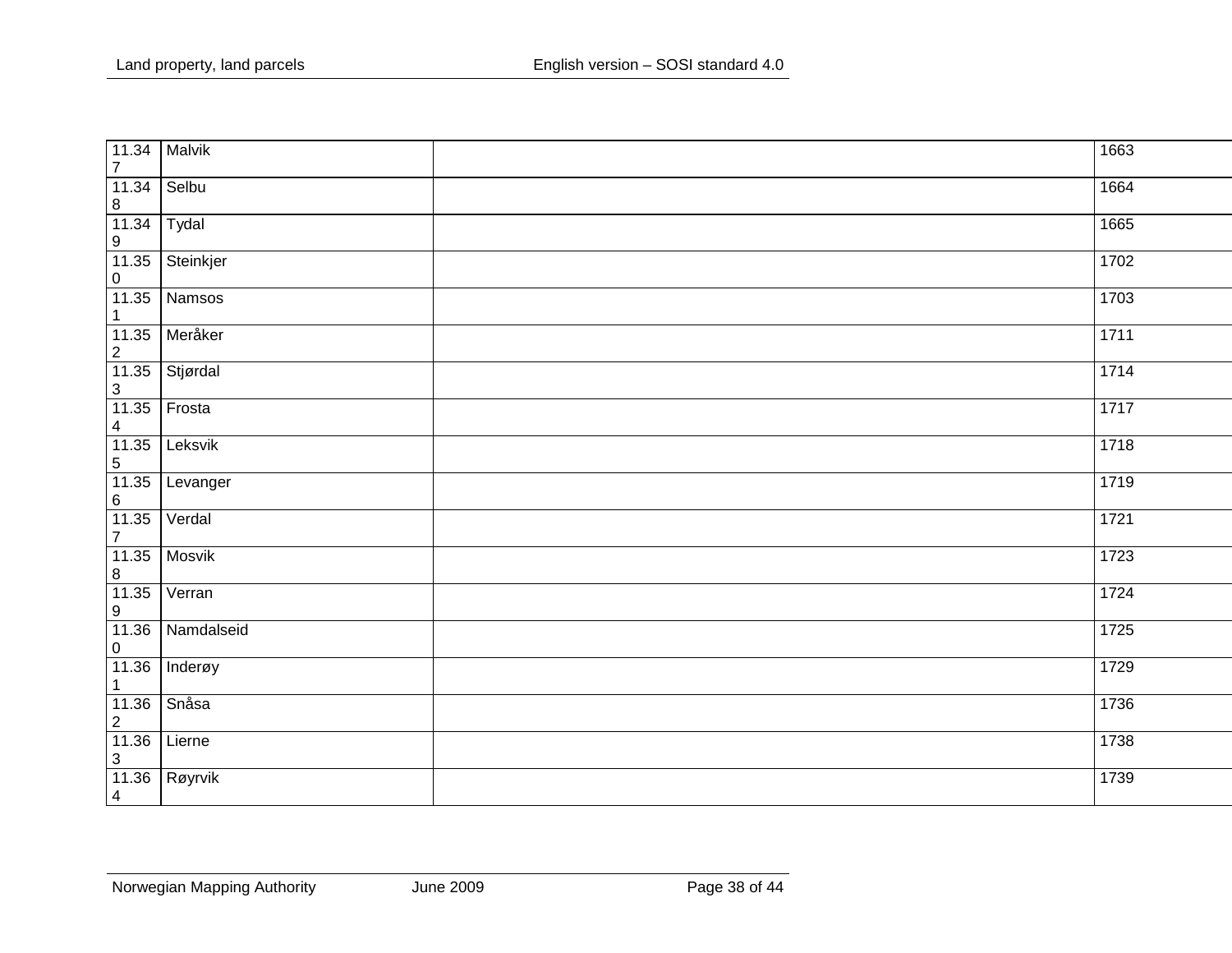| | | | |
|---|---|---|---|
| 11.347 | Malvik | | 1663 |
| 11.348 | Selbu | | 1664 |
| 11.349 | Tydal | | 1665 |
| 11.350 | Steinkjer | | 1702 |
| 11.351 | Namsos | | 1703 |
| 11.352 | Meråker | | 1711 |
| 11.353 | Stjørdal | | 1714 |
| 11.354 | Frosta | | 1717 |
| 11.355 | Leksvik | | 1718 |
| 11.356 | Levanger | | 1719 |
| 11.357 | Verdal | | 1721 |
| 11.358 | Mosvik | | 1723 |
| 11.359 | Verran | | 1724 |
| 11.360 | Namdalseid | | 1725 |
| 11.361 | Inderøy | | 1729 |
| 11.362 | Snåsa | | 1736 |
| 11.363 | Lierne | | 1738 |
| 11.364 | Røyrvik | | 1739 |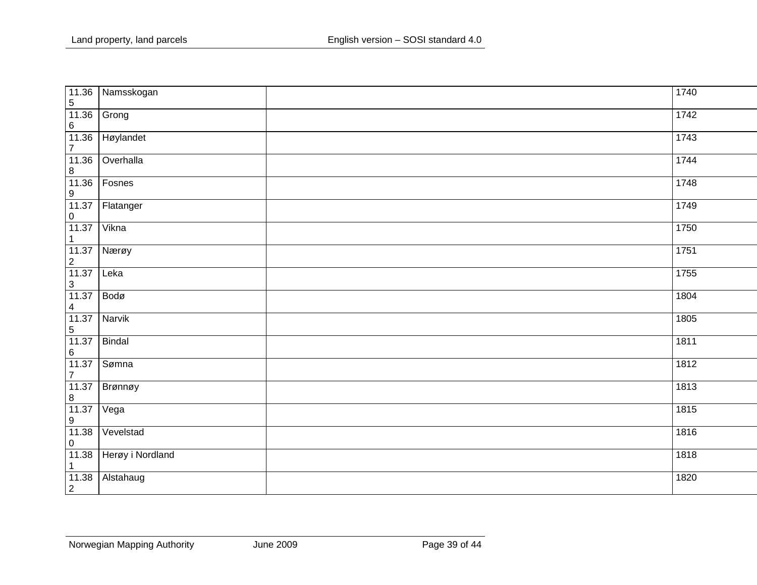| | | | |
|---|---|---|---|
| 11.365 | Namsskogan | | 1740 |
| 11.366 | Grong | | 1742 |
| 11.367 | Høylandet | | 1743 |
| 11.368 | Overhalla | | 1744 |
| 11.369 | Fosnes | | 1748 |
| 11.370 | Flatanger | | 1749 |
| 11.371 | Vikna | | 1750 |
| 11.372 | Nærøy | | 1751 |
| 11.373 | Leka | | 1755 |
| 11.374 | Bodø | | 1804 |
| 11.375 | Narvik | | 1805 |
| 11.376 | Bindal | | 1811 |
| 11.377 | Sømna | | 1812 |
| 11.378 | Brønnøy | | 1813 |
| 11.379 | Vega | | 1815 |
| 11.380 | Vevelstad | | 1816 |
| 11.381 | Herøy i Nordland | | 1818 |
| 11.382 | Alstahaug | | 1820 |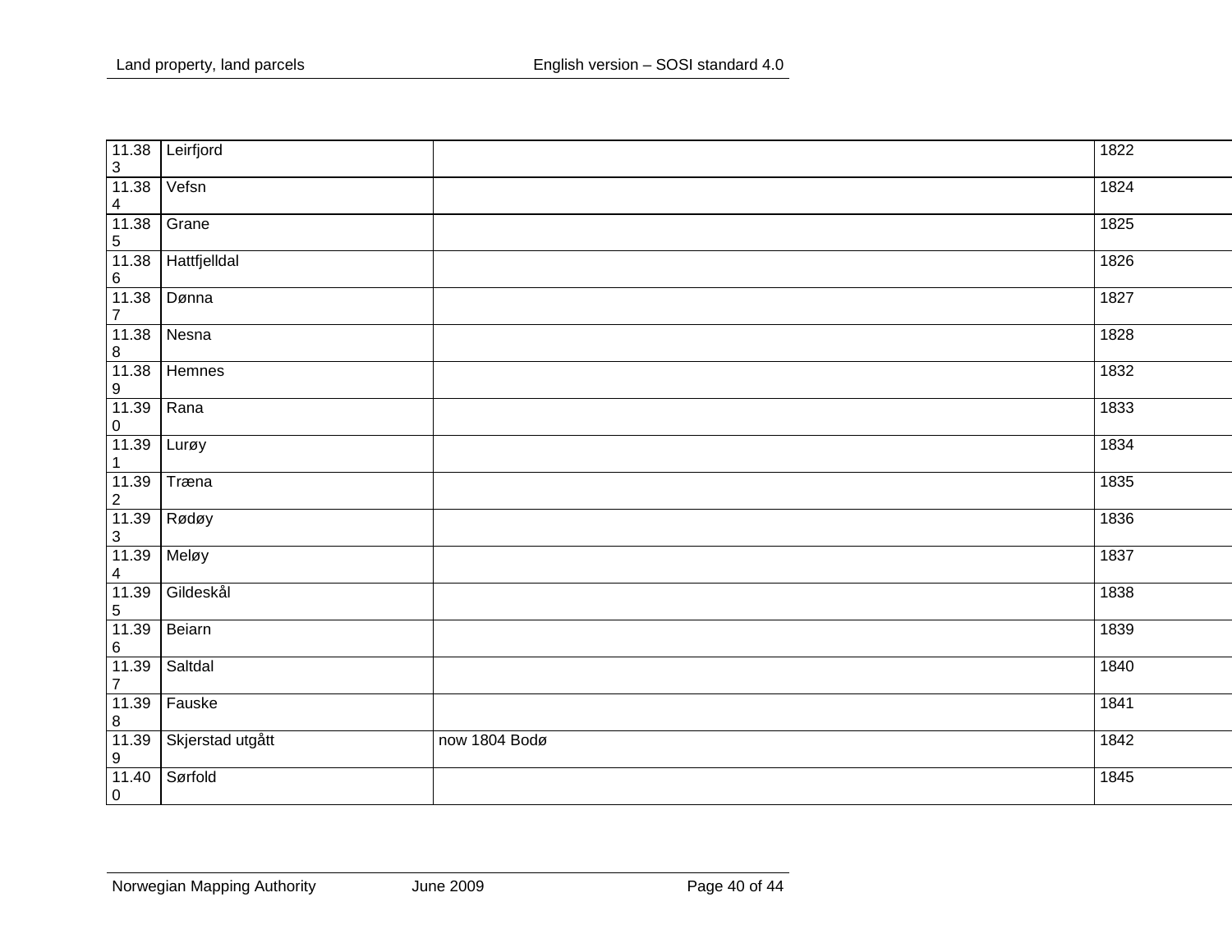| | | | |
|---|---|---|---|
| 11.383 | Leirfjord | | 1822 |
| 11.384 | Vefsn | | 1824 |
| 11.385 | Grane | | 1825 |
| 11.386 | Hattfjelldal | | 1826 |
| 11.387 | Dønna | | 1827 |
| 11.388 | Nesna | | 1828 |
| 11.389 | Hemnes | | 1832 |
| 11.390 | Rana | | 1833 |
| 11.391 | Lurøy | | 1834 |
| 11.392 | Træna | | 1835 |
| 11.393 | Rødøy | | 1836 |
| 11.394 | Meløy | | 1837 |
| 11.395 | Gildeskål | | 1838 |
| 11.396 | Beiarn | | 1839 |
| 11.397 | Saltdal | | 1840 |
| 11.398 | Fauske | | 1841 |
| 11.399 | Skjerstad utgått | now 1804 Bodø | 1842 |
| 11.400 | Sørfold | | 1845 |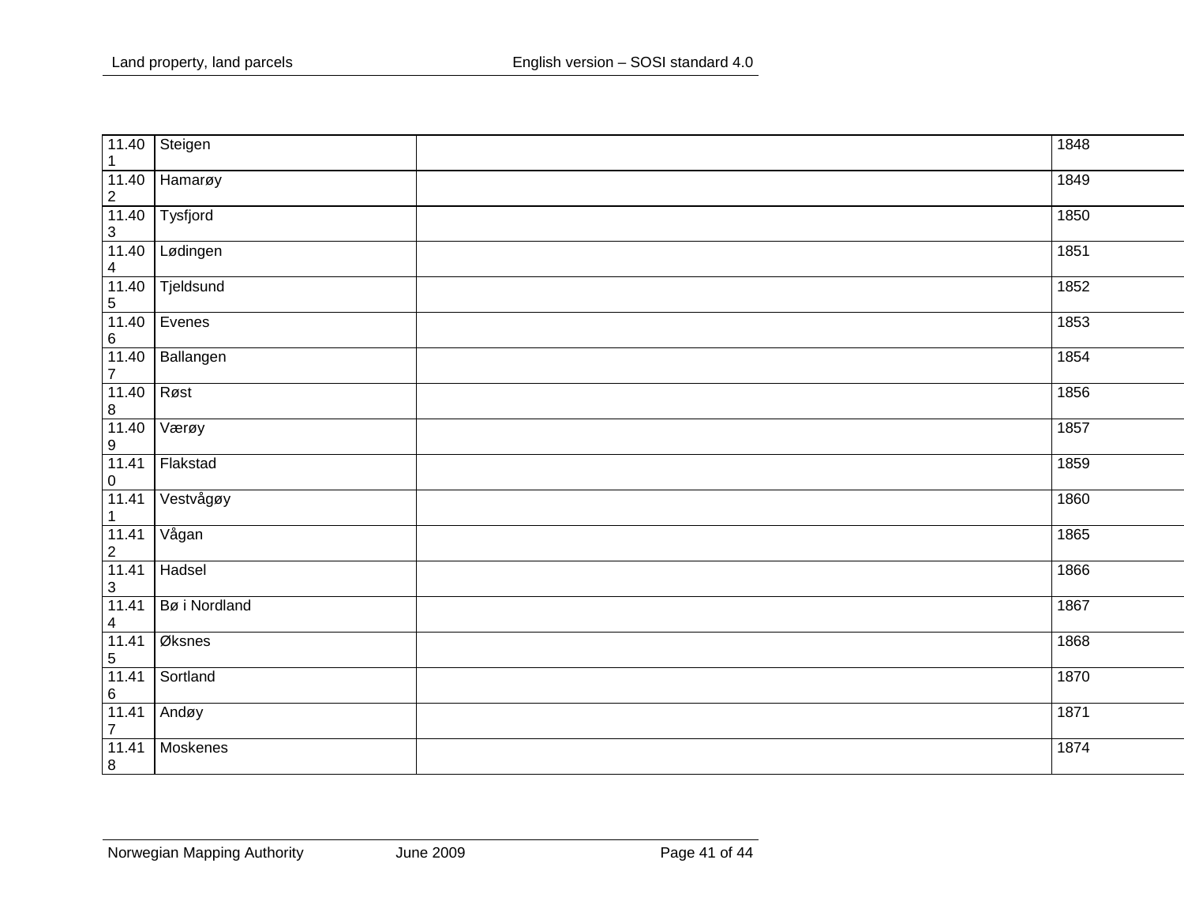| | | | |
|---|---|---|---|
| 11.401 | Steigen | | 1848 |
| 11.402 | Hamarøy | | 1849 |
| 11.403 | Tysfjord | | 1850 |
| 11.404 | Lødingen | | 1851 |
| 11.405 | Tjeldsund | | 1852 |
| 11.406 | Evenes | | 1853 |
| 11.407 | Ballangen | | 1854 |
| 11.408 | Røst | | 1856 |
| 11.409 | Værøy | | 1857 |
| 11.410 | Flakstad | | 1859 |
| 11.411 | Vestvågøy | | 1860 |
| 11.412 | Vågan | | 1865 |
| 11.413 | Hadsel | | 1866 |
| 11.414 | Bø i Nordland | | 1867 |
| 11.415 | Øksnes | | 1868 |
| 11.416 | Sortland | | 1870 |
| 11.417 | Andøy | | 1871 |
| 11.418 | Moskenes | | 1874 |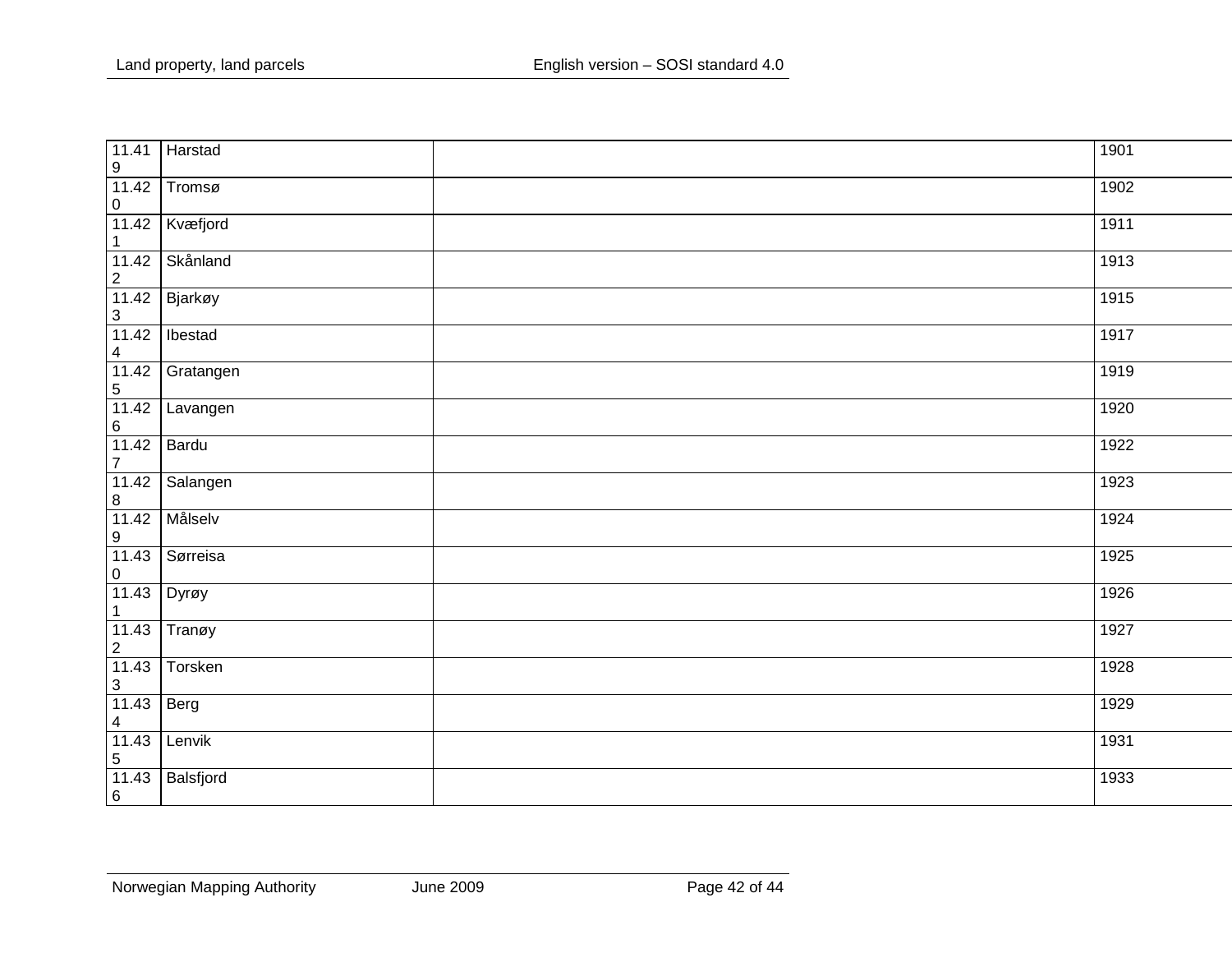| 11.419 | Harstad | | 1901 |
|---|---|---|---|
| 11.420 | Tromsø | | 1902 |
| 11.421 | Kvæfjord | | 1911 |
| 11.422 | Skånland | | 1913 |
| 11.423 | Bjarkøy | | 1915 |
| 11.424 | Ibestad | | 1917 |
| 11.425 | Gratangen | | 1919 |
| 11.426 | Lavangen | | 1920 |
| 11.427 | Bardu | | 1922 |
| 11.428 | Salangen | | 1923 |
| 11.429 | Målselv | | 1924 |
| 11.430 | Sørreisa | | 1925 |
| 11.431 | Dyrøy | | 1926 |
| 11.432 | Tranøy | | 1927 |
| 11.433 | Torsken | | 1928 |
| 11.434 | Berg | | 1929 |
| 11.435 | Lenvik | | 1931 |
| 11.436 | Balsfjord | | 1933 |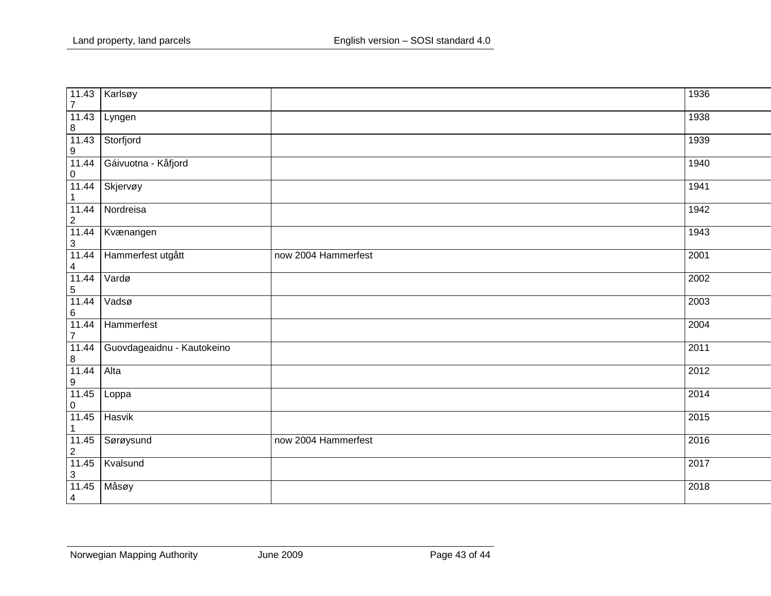| 11.437 | Karlsøy | | 1936 |
|---|---|---|---|
| 11.438 | Lyngen | | 1938 |
| 11.439 | Storfjord | | 1939 |
| 11.440 | Gáivuotna - Kåfjord | | 1940 |
| 11.441 | Skjervøy | | 1941 |
| 11.442 | Nordreisa | | 1942 |
| 11.443 | Kvænangen | | 1943 |
| 11.444 | Hammerfest utgått | now 2004 Hammerfest | 2001 |
| 11.445 | Vardø | | 2002 |
| 11.446 | Vadsø | | 2003 |
| 11.447 | Hammerfest | | 2004 |
| 11.448 | Guovdageaidnu - Kautokeino | | 2011 |
| 11.449 | Alta | | 2012 |
| 11.450 | Loppa | | 2014 |
| 11.451 | Hasvik | | 2015 |
| 11.452 | Sørøysund | now 2004 Hammerfest | 2016 |
| 11.453 | Kvalsund | | 2017 |
| 11.454 | Måsøy | | 2018 |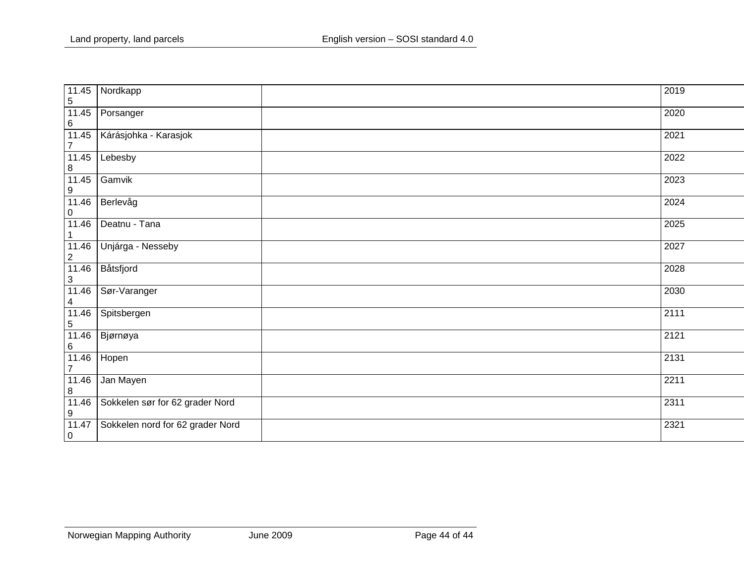| | | | |
|---|---|---|---|
| 11.455 | Nordkapp | | 2019 |
| 11.456 | Porsanger | | 2020 |
| 11.457 | Kárásjohka - Karasjok | | 2021 |
| 11.458 | Lebesby | | 2022 |
| 11.459 | Gamvik | | 2023 |
| 11.460 | Berlevåg | | 2024 |
| 11.461 | Deatnu - Tana | | 2025 |
| 11.462 | Unjárga - Nesseby | | 2027 |
| 11.463 | Båtsfjord | | 2028 |
| 11.464 | Sør-Varanger | | 2030 |
| 11.465 | Spitsbergen | | 2111 |
| 11.466 | Bjørnøya | | 2121 |
| 11.467 | Hopen | | 2131 |
| 11.468 | Jan Mayen | | 2211 |
| 11.469 | Sokkelen sør for 62 grader Nord | | 2311 |
| 11.470 | Sokkelen nord for 62 grader Nord | | 2321 |